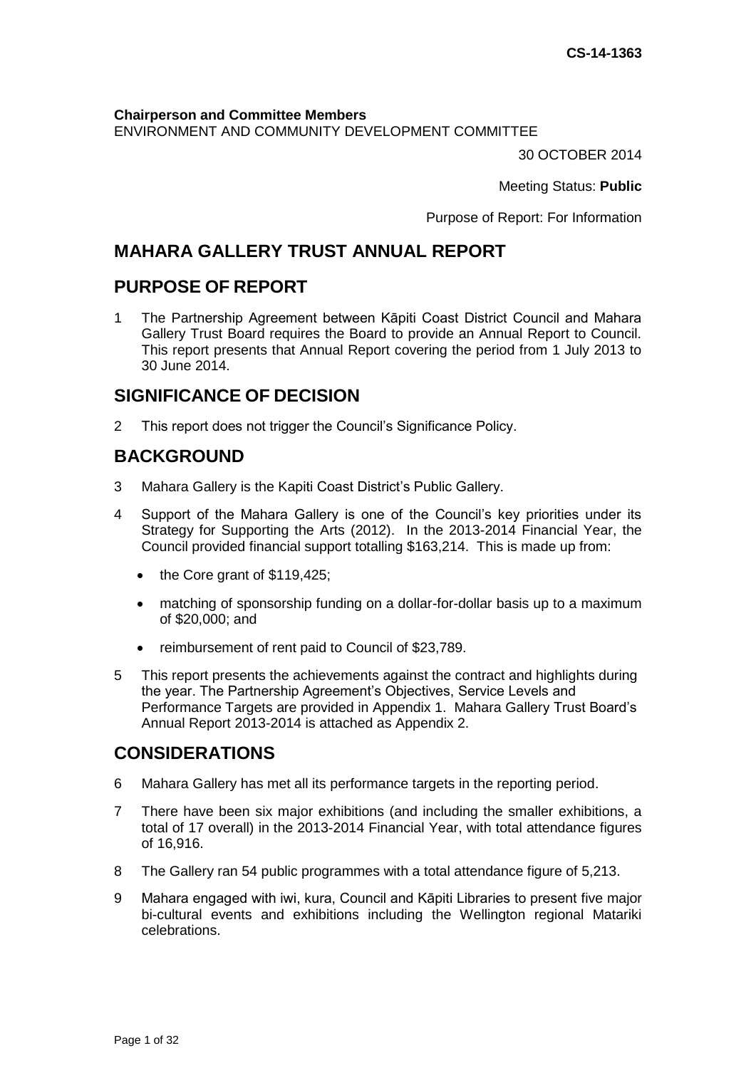**CS-14-1363**

**Chairperson and Committee Members**
ENVIRONMENT AND COMMUNITY DEVELOPMENT COMMITTEE

30 OCTOBER 2014

Meeting Status: **Public**

Purpose of Report: For Information

# MAHARA GALLERY TRUST ANNUAL REPORT

## PURPOSE OF REPORT

1 The Partnership Agreement between Kāpiti Coast District Council and Mahara Gallery Trust Board requires the Board to provide an Annual Report to Council. This report presents that Annual Report covering the period from 1 July 2013 to 30 June 2014.

## SIGNIFICANCE OF DECISION

2 This report does not trigger the Council's Significance Policy.

## BACKGROUND

3 Mahara Gallery is the Kapiti Coast District's Public Gallery.

4 Support of the Mahara Gallery is one of the Council's key priorities under its Strategy for Supporting the Arts (2012). In the 2013-2014 Financial Year, the Council provided financial support totalling $163,214. This is made up from:

- the Core grant of $119,425;
- matching of sponsorship funding on a dollar-for-dollar basis up to a maximum of $20,000; and
- reimbursement of rent paid to Council of $23,789.

5 This report presents the achievements against the contract and highlights during the year. The Partnership Agreement's Objectives, Service Levels and Performance Targets are provided in Appendix 1. Mahara Gallery Trust Board's Annual Report 2013-2014 is attached as Appendix 2.

## CONSIDERATIONS

6 Mahara Gallery has met all its performance targets in the reporting period.

7 There have been six major exhibitions (and including the smaller exhibitions, a total of 17 overall) in the 2013-2014 Financial Year, with total attendance figures of 16,916.

8 The Gallery ran 54 public programmes with a total attendance figure of 5,213.

9 Mahara engaged with iwi, kura, Council and Kāpiti Libraries to present five major bi-cultural events and exhibitions including the Wellington regional Matariki celebrations.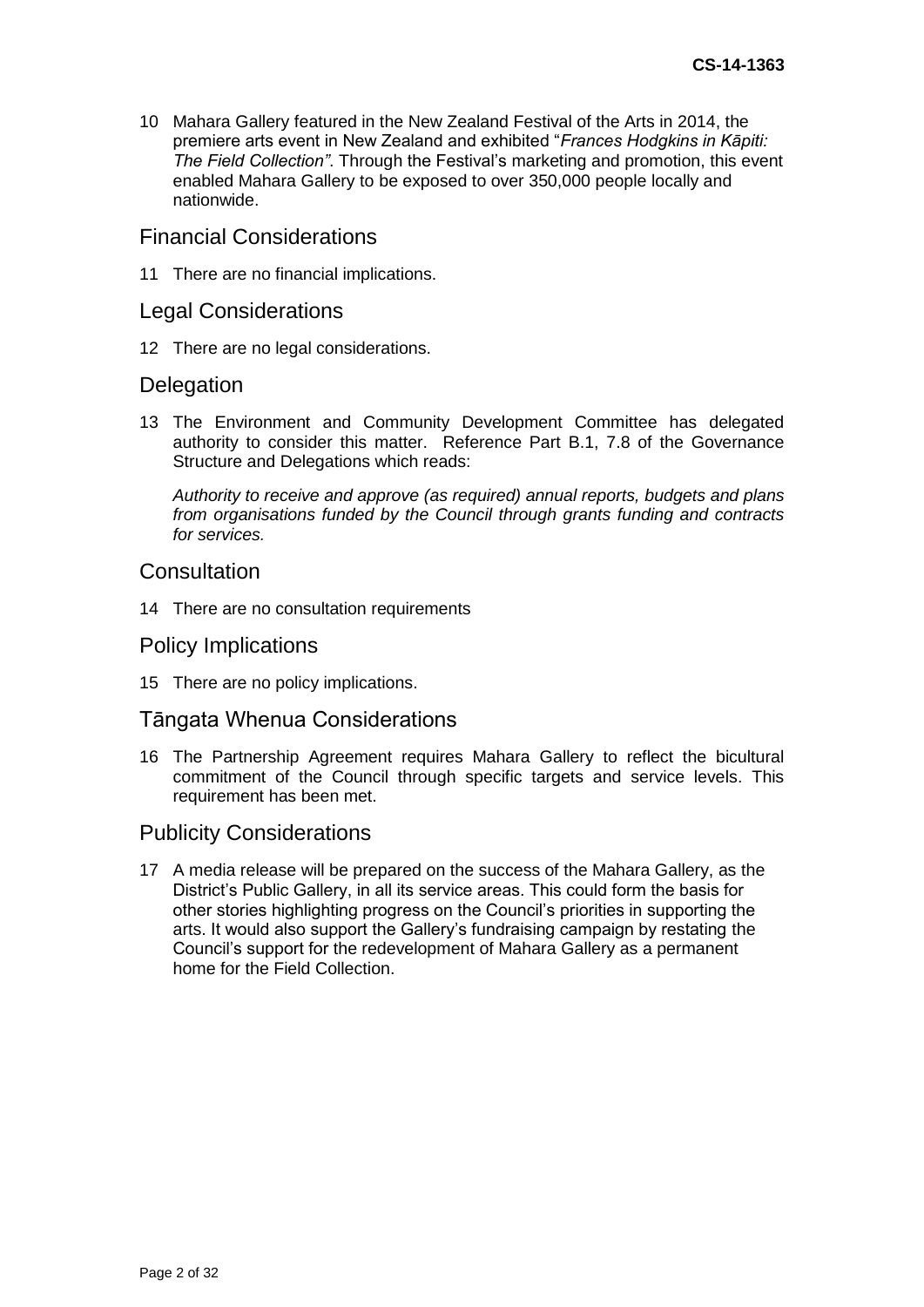10 Mahara Gallery featured in the New Zealand Festival of the Arts in 2014, the premiere arts event in New Zealand and exhibited "*Frances Hodgkins in Kāpiti: The Field Collection"*. Through the Festival's marketing and promotion, this event enabled Mahara Gallery to be exposed to over 350,000 people locally and nationwide.

## Financial Considerations

11 There are no financial implications.

## Legal Considerations

12 There are no legal considerations.

## Delegation

13 The Environment and Community Development Committee has delegated authority to consider this matter. Reference Part B.1, 7.8 of the Governance Structure and Delegations which reads:

*Authority to receive and approve (as required) annual reports, budgets and plans from organisations funded by the Council through grants funding and contracts for services.*

## Consultation

14 There are no consultation requirements

## Policy Implications

15 There are no policy implications.

## Tāngata Whenua Considerations

16 The Partnership Agreement requires Mahara Gallery to reflect the bicultural commitment of the Council through specific targets and service levels. This requirement has been met.

## Publicity Considerations

17 A media release will be prepared on the success of the Mahara Gallery, as the District's Public Gallery, in all its service areas. This could form the basis for other stories highlighting progress on the Council's priorities in supporting the arts. It would also support the Gallery's fundraising campaign by restating the Council's support for the redevelopment of Mahara Gallery as a permanent home for the Field Collection.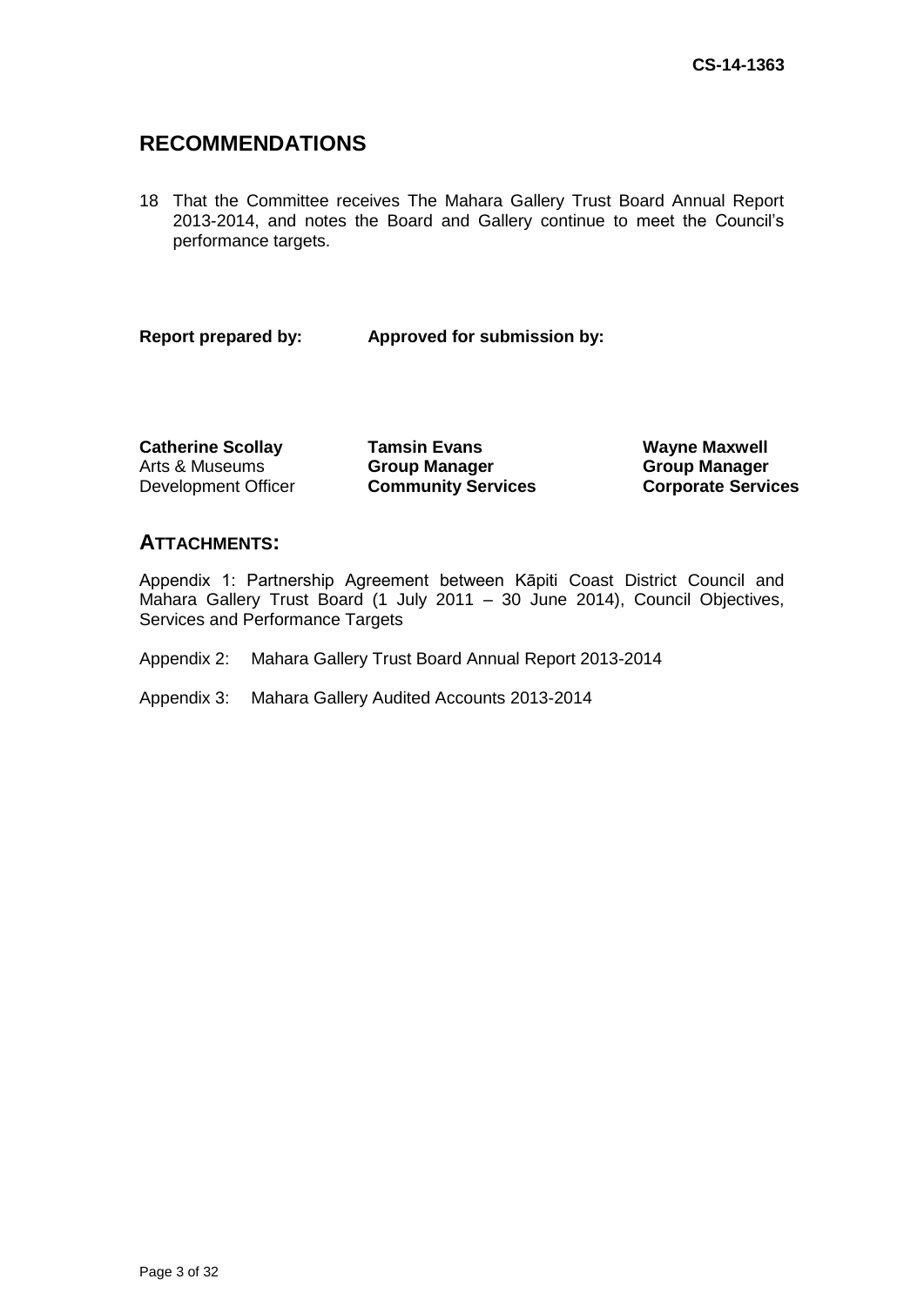CS-14-1363

## RECOMMENDATIONS

18 That the Committee receives The Mahara Gallery Trust Board Annual Report 2013-2014, and notes the Board and Gallery continue to meet the Council's performance targets.

**Report prepared by:** **Approved for submission by:**

| | | |
|---|---|---|
| **Catherine Scollay** | **Tamsin Evans** | **Wayne Maxwell** |
| Arts & Museums | **Group Manager** | **Group Manager** |
| Development Officer | **Community Services** | **Corporate Services** |

## ATTACHMENTS:

Appendix 1: Partnership Agreement between Kāpiti Coast District Council and Mahara Gallery Trust Board (1 July 2011 – 30 June 2014), Council Objectives, Services and Performance Targets

Appendix 2: Mahara Gallery Trust Board Annual Report 2013-2014

Appendix 3: Mahara Gallery Audited Accounts 2013-2014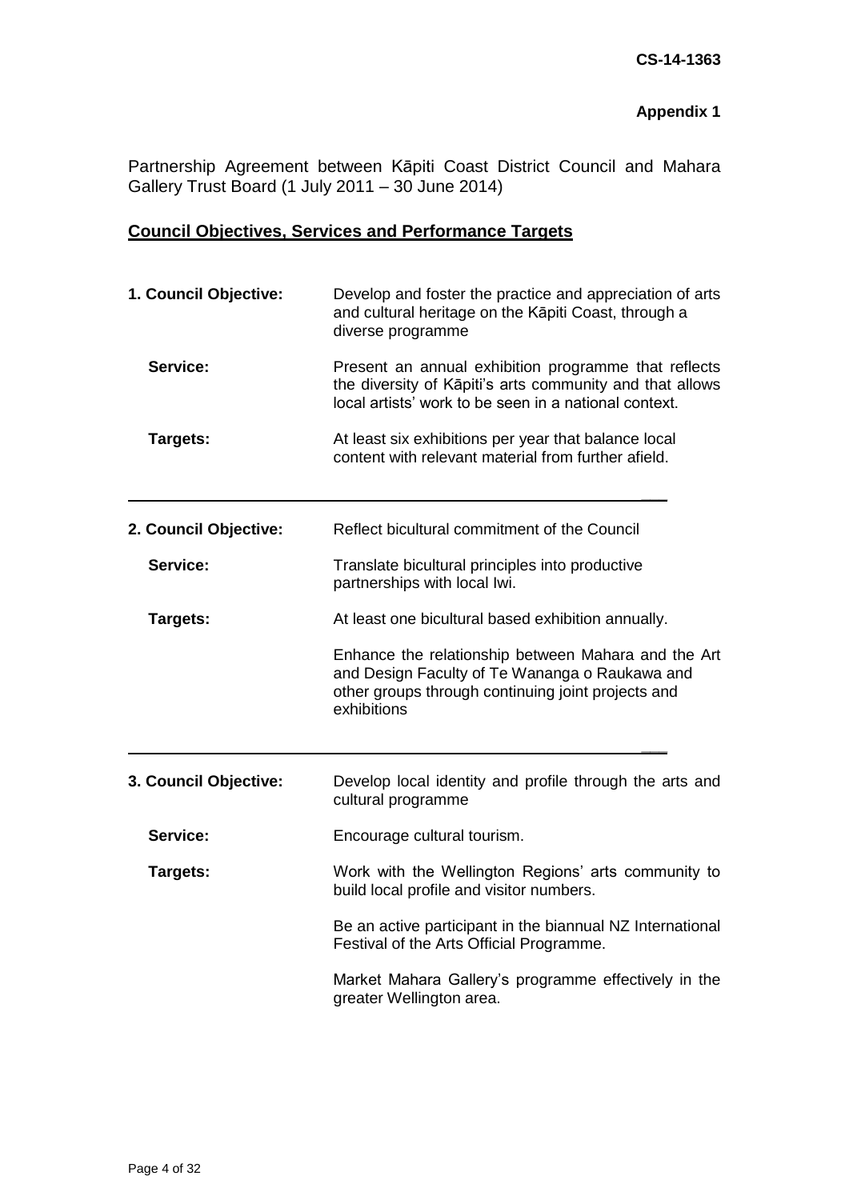**CS-14-1363**

**Appendix 1**

Partnership Agreement between Kāpiti Coast District Council and Mahara Gallery Trust Board (1 July 2011 – 30 June 2014)

## Council Objectives, Services and Performance Targets

**1. Council Objective:** Develop and foster the practice and appreciation of arts and cultural heritage on the Kāpiti Coast, through a diverse programme

**Service:** Present an annual exhibition programme that reflects the diversity of Kāpiti's arts community and that allows local artists' work to be seen in a national context.

**Targets:** At least six exhibitions per year that balance local content with relevant material from further afield.

---

**2. Council Objective:** Reflect bicultural commitment of the Council

**Service:** Translate bicultural principles into productive partnerships with local Iwi.

**Targets:** At least one bicultural based exhibition annually.

Enhance the relationship between Mahara and the Art and Design Faculty of Te Wananga o Raukawa and other groups through continuing joint projects and exhibitions

---

**3. Council Objective:** Develop local identity and profile through the arts and cultural programme

**Service:** Encourage cultural tourism.

**Targets:** Work with the Wellington Regions' arts community to build local profile and visitor numbers.

Be an active participant in the biannual NZ International Festival of the Arts Official Programme.

Market Mahara Gallery's programme effectively in the greater Wellington area.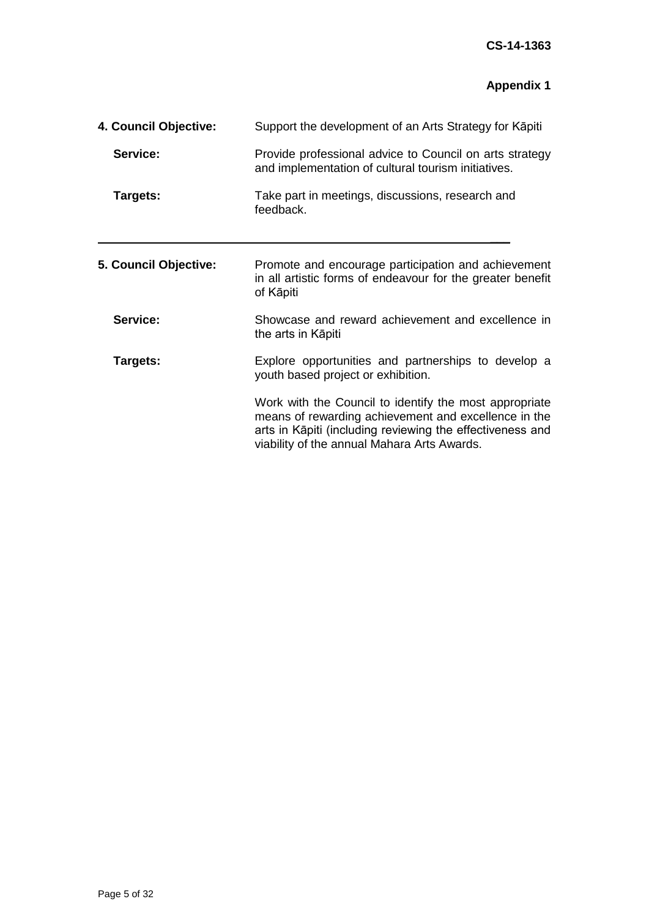**CS-14-1363**

**Appendix 1**

**4. Council Objective:** Support the development of an Arts Strategy for Kāpiti

**Service:** Provide professional advice to Council on arts strategy and implementation of cultural tourism initiatives.

**Targets:** Take part in meetings, discussions, research and feedback.

---

**5. Council Objective:** Promote and encourage participation and achievement in all artistic forms of endeavour for the greater benefit of Kāpiti

**Service:** Showcase and reward achievement and excellence in the arts in Kāpiti

**Targets:** Explore opportunities and partnerships to develop a youth based project or exhibition.

Work with the Council to identify the most appropriate means of rewarding achievement and excellence in the arts in Kāpiti (including reviewing the effectiveness and viability of the annual Mahara Arts Awards.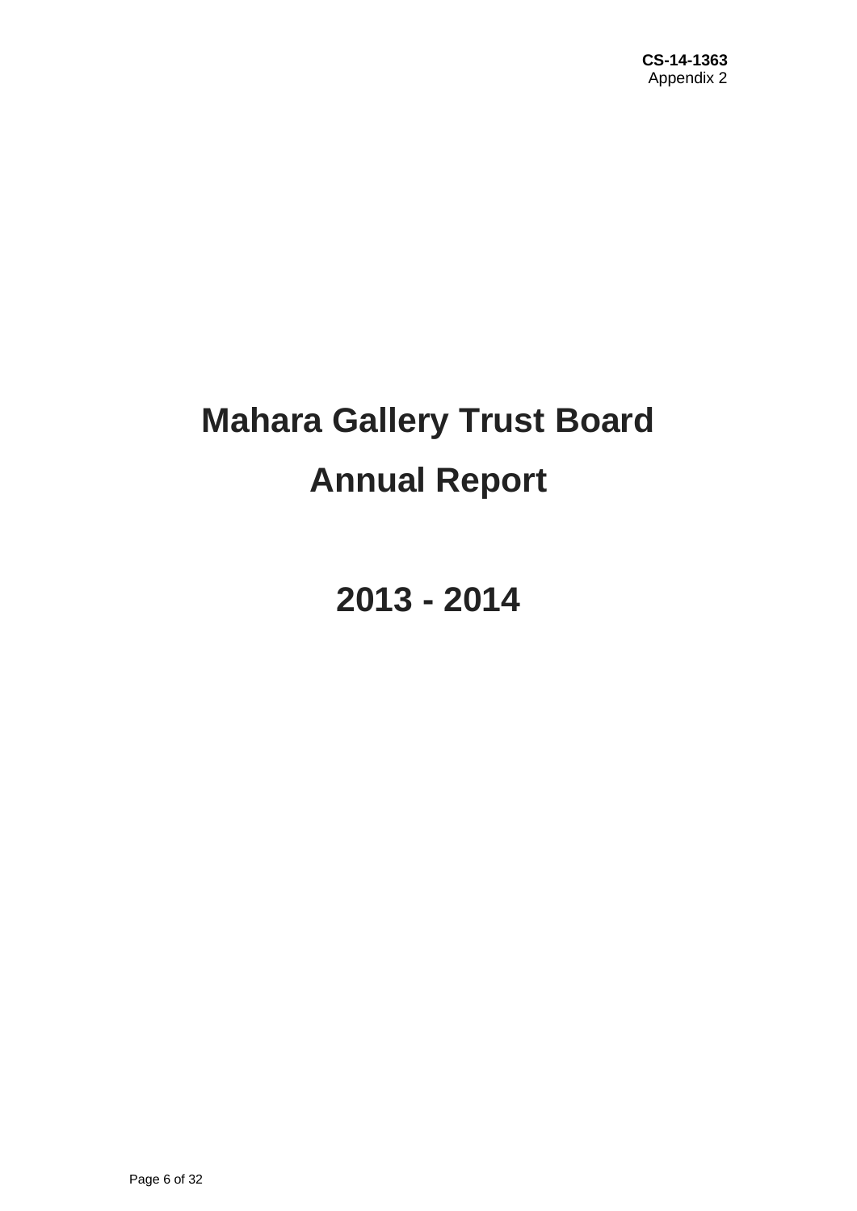# Mahara Gallery Trust Board

# Annual Report

# 2013 - 2014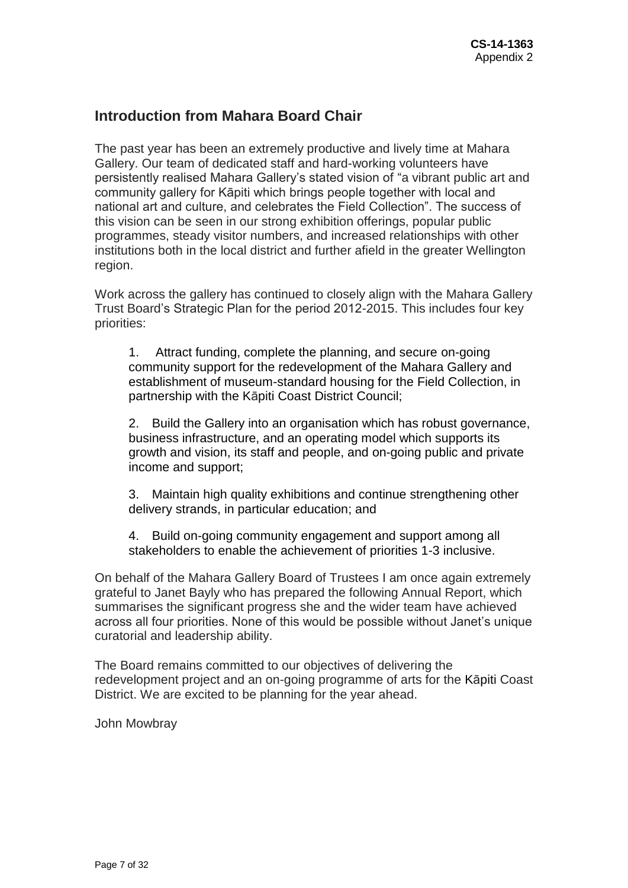## Introduction from Mahara Board Chair

The past year has been an extremely productive and lively time at Mahara Gallery. Our team of dedicated staff and hard-working volunteers have persistently realised Mahara Gallery's stated vision of "a vibrant public art and community gallery for Kāpiti which brings people together with local and national art and culture, and celebrates the Field Collection". The success of this vision can be seen in our strong exhibition offerings, popular public programmes, steady visitor numbers, and increased relationships with other institutions both in the local district and further afield in the greater Wellington region.

Work across the gallery has continued to closely align with the Mahara Gallery Trust Board's Strategic Plan for the period 2012-2015. This includes four key priorities:

1. Attract funding, complete the planning, and secure on-going community support for the redevelopment of the Mahara Gallery and establishment of museum-standard housing for the Field Collection, in partnership with the Kāpiti Coast District Council;

2. Build the Gallery into an organisation which has robust governance, business infrastructure, and an operating model which supports its growth and vision, its staff and people, and on-going public and private income and support;

3. Maintain high quality exhibitions and continue strengthening other delivery strands, in particular education; and

4. Build on-going community engagement and support among all stakeholders to enable the achievement of priorities 1-3 inclusive.

On behalf of the Mahara Gallery Board of Trustees I am once again extremely grateful to Janet Bayly who has prepared the following Annual Report, which summarises the significant progress she and the wider team have achieved across all four priorities. None of this would be possible without Janet's unique curatorial and leadership ability.

The Board remains committed to our objectives of delivering the redevelopment project and an on-going programme of arts for the Kāpiti Coast District. We are excited to be planning for the year ahead.

John Mowbray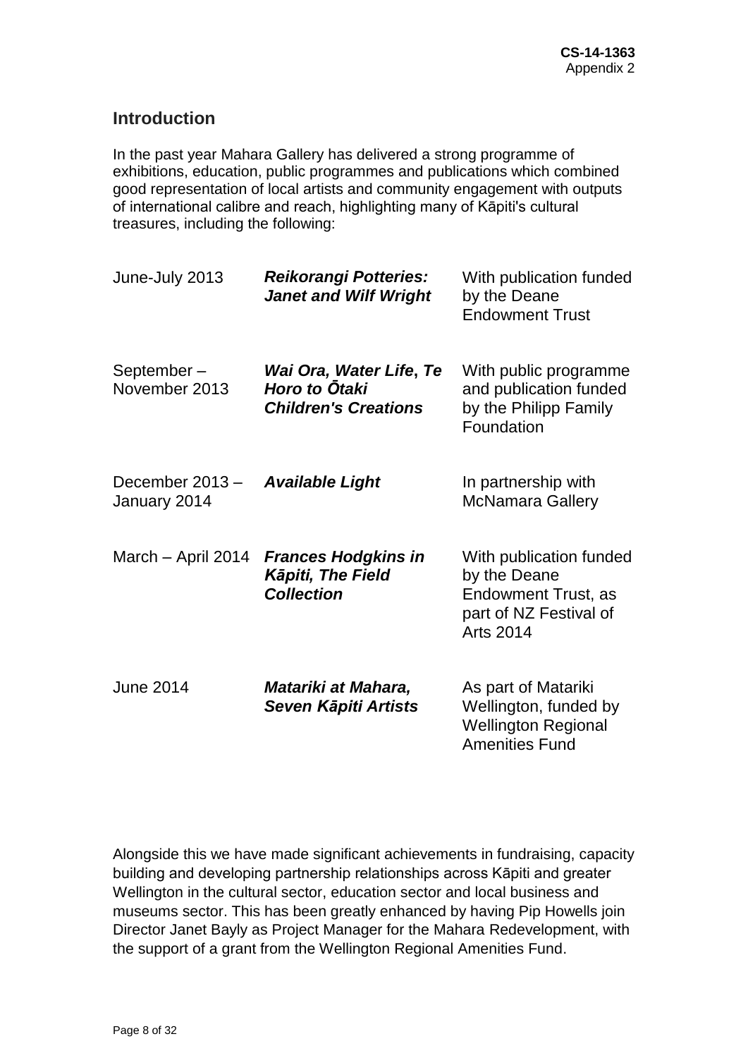## Introduction

In the past year Mahara Gallery has delivered a strong programme of exhibitions, education, public programmes and publications which combined good representation of local artists and community engagement with outputs of international calibre and reach, highlighting many of Kāpiti's cultural treasures, including the following:

| | | |
|---|---|---|
| June-July 2013 | ***Reikorangi Potteries: Janet and Wilf Wright*** | With publication funded by the Deane Endowment Trust |
| September – November 2013 | ***Wai Ora, Water Life, Te Horo to Ōtaki Children's Creations*** | With public programme and publication funded by the Philipp Family Foundation |
| December 2013 – January 2014 | ***Available Light*** | In partnership with McNamara Gallery |
| March – April 2014 | ***Frances Hodgkins in Kāpiti, The Field Collection*** | With publication funded by the Deane Endowment Trust, as part of NZ Festival of Arts 2014 |
| June 2014 | ***Matariki at Mahara, Seven Kāpiti Artists*** | As part of Matariki Wellington, funded by Wellington Regional Amenities Fund |

Alongside this we have made significant achievements in fundraising, capacity building and developing partnership relationships across Kāpiti and greater Wellington in the cultural sector, education sector and local business and museums sector. This has been greatly enhanced by having Pip Howells join Director Janet Bayly as Project Manager for the Mahara Redevelopment, with the support of a grant from the Wellington Regional Amenities Fund.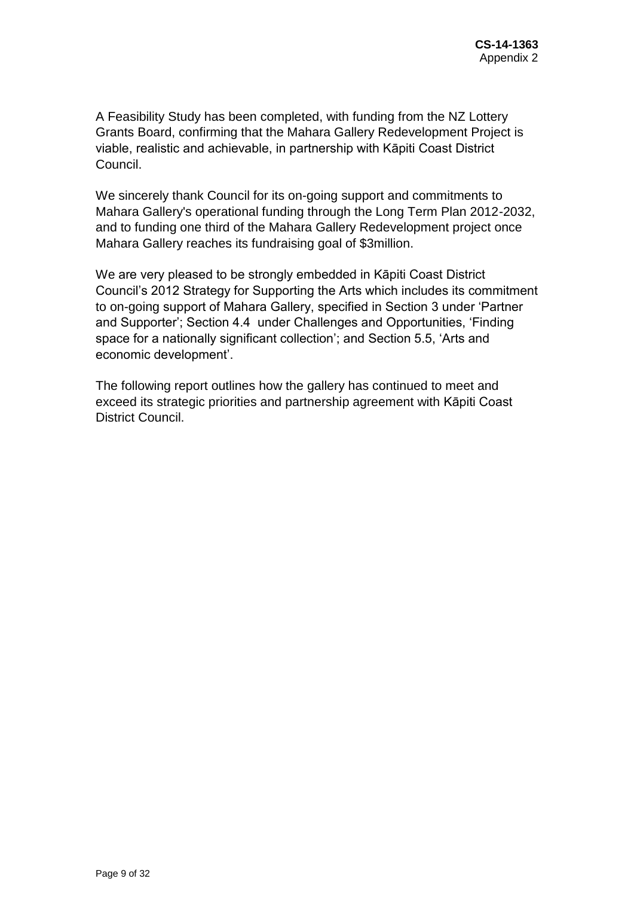A Feasibility Study has been completed, with funding from the NZ Lottery Grants Board, confirming that the Mahara Gallery Redevelopment Project is viable, realistic and achievable, in partnership with Kāpiti Coast District Council.

We sincerely thank Council for its on-going support and commitments to Mahara Gallery's operational funding through the Long Term Plan 2012-2032, and to funding one third of the Mahara Gallery Redevelopment project once Mahara Gallery reaches its fundraising goal of $3million.

We are very pleased to be strongly embedded in Kāpiti Coast District Council's 2012 Strategy for Supporting the Arts which includes its commitment to on-going support of Mahara Gallery, specified in Section 3 under 'Partner and Supporter'; Section 4.4 under Challenges and Opportunities, 'Finding space for a nationally significant collection'; and Section 5.5, 'Arts and economic development'.

The following report outlines how the gallery has continued to meet and exceed its strategic priorities and partnership agreement with Kāpiti Coast District Council.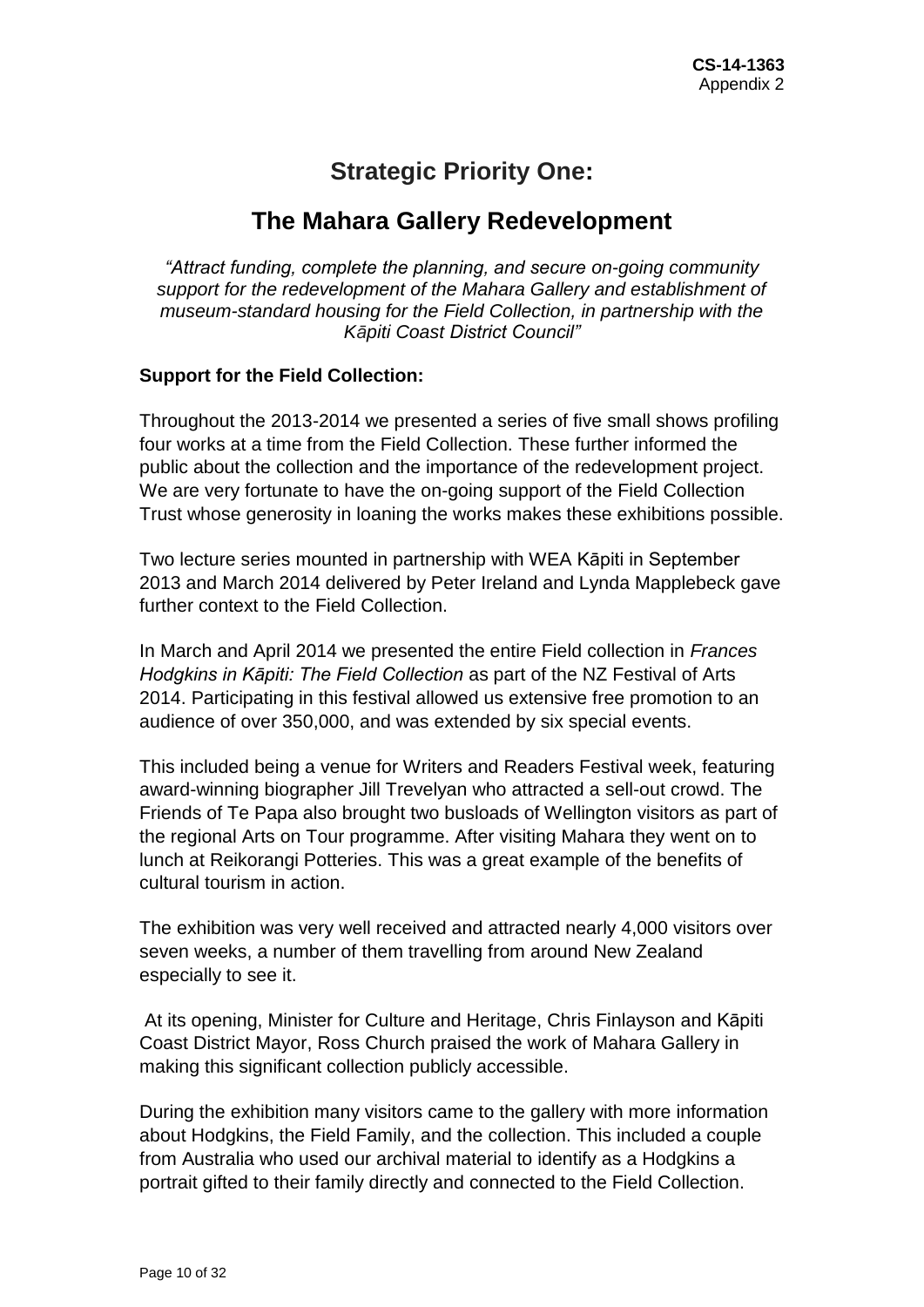**CS-14-1363**
Appendix 2

# Strategic Priority One:

# The Mahara Gallery Redevelopment

*"Attract funding, complete the planning, and secure on-going community support for the redevelopment of the Mahara Gallery and establishment of museum-standard housing for the Field Collection, in partnership with the Kāpiti Coast District Council"*

**Support for the Field Collection:**

Throughout the 2013-2014 we presented a series of five small shows profiling four works at a time from the Field Collection. These further informed the public about the collection and the importance of the redevelopment project. We are very fortunate to have the on-going support of the Field Collection Trust whose generosity in loaning the works makes these exhibitions possible.

Two lecture series mounted in partnership with WEA Kāpiti in September 2013 and March 2014 delivered by Peter Ireland and Lynda Mapplebeck gave further context to the Field Collection.

In March and April 2014 we presented the entire Field collection in *Frances Hodgkins in Kāpiti: The Field Collection* as part of the NZ Festival of Arts 2014. Participating in this festival allowed us extensive free promotion to an audience of over 350,000, and was extended by six special events.

This included being a venue for Writers and Readers Festival week, featuring award-winning biographer Jill Trevelyan who attracted a sell-out crowd. The Friends of Te Papa also brought two busloads of Wellington visitors as part of the regional Arts on Tour programme. After visiting Mahara they went on to lunch at Reikorangi Potteries. This was a great example of the benefits of cultural tourism in action.

The exhibition was very well received and attracted nearly 4,000 visitors over seven weeks, a number of them travelling from around New Zealand especially to see it.

At its opening, Minister for Culture and Heritage, Chris Finlayson and Kāpiti Coast District Mayor, Ross Church praised the work of Mahara Gallery in making this significant collection publicly accessible.

During the exhibition many visitors came to the gallery with more information about Hodgkins, the Field Family, and the collection. This included a couple from Australia who used our archival material to identify as a Hodgkins a portrait gifted to their family directly and connected to the Field Collection.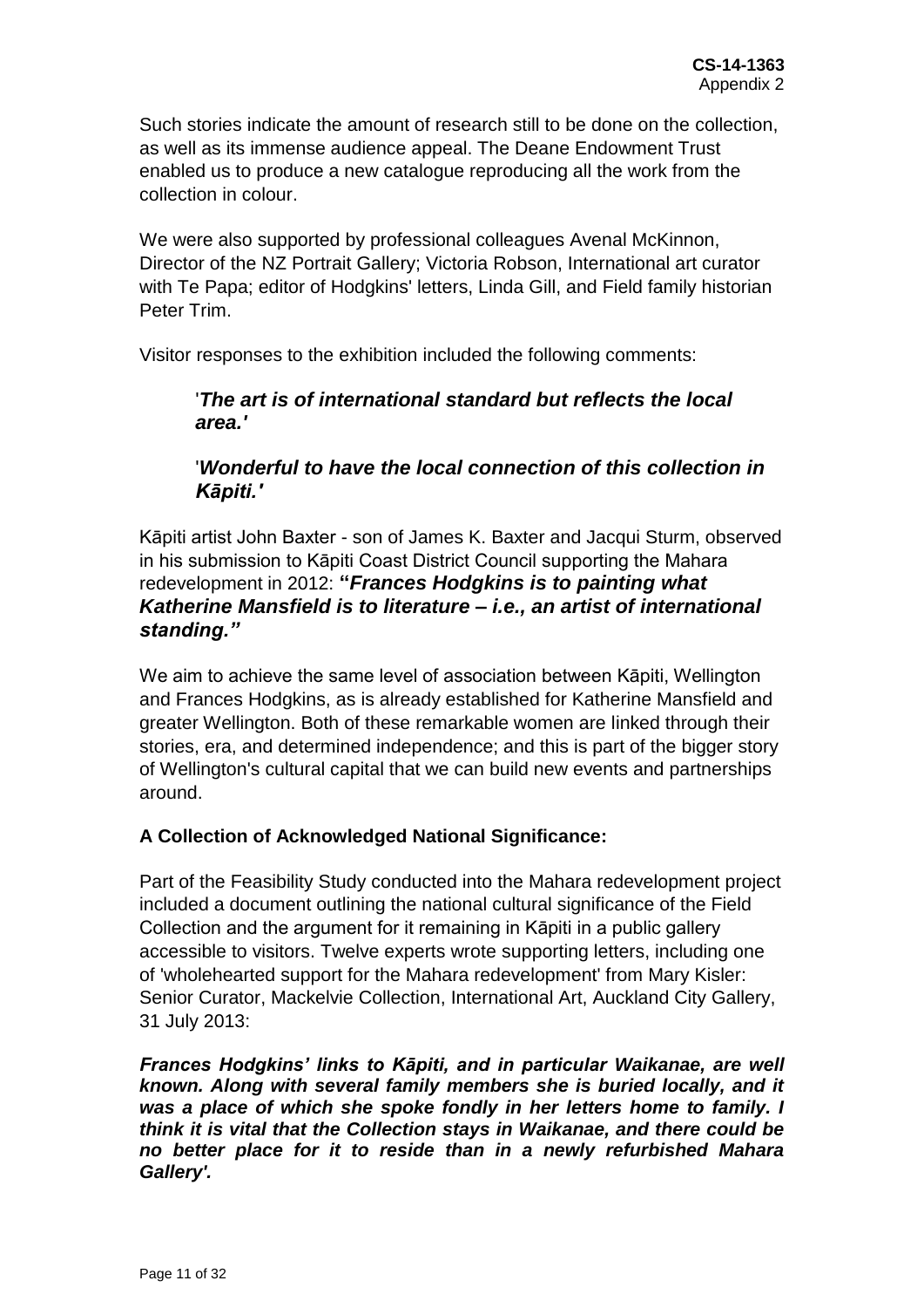Such stories indicate the amount of research still to be done on the collection, as well as its immense audience appeal. The Deane Endowment Trust enabled us to produce a new catalogue reproducing all the work from the collection in colour.

We were also supported by professional colleagues Avenal McKinnon, Director of the NZ Portrait Gallery; Victoria Robson, International art curator with Te Papa; editor of Hodgkins' letters, Linda Gill, and Field family historian Peter Trim.

Visitor responses to the exhibition included the following comments:

> '***The art is of international standard but reflects the local area.'***
>
> '***Wonderful to have the local connection of this collection in Kāpiti.'***

Kāpiti artist John Baxter - son of James K. Baxter and Jacqui Sturm, observed in his submission to Kāpiti Coast District Council supporting the Mahara redevelopment in 2012: **"*Frances Hodgkins is to painting what Katherine Mansfield is to literature – i.e., an artist of international standing.*"**

We aim to achieve the same level of association between Kāpiti, Wellington and Frances Hodgkins, as is already established for Katherine Mansfield and greater Wellington. Both of these remarkable women are linked through their stories, era, and determined independence; and this is part of the bigger story of Wellington's cultural capital that we can build new events and partnerships around.

**A Collection of Acknowledged National Significance:**

Part of the Feasibility Study conducted into the Mahara redevelopment project included a document outlining the national cultural significance of the Field Collection and the argument for it remaining in Kāpiti in a public gallery accessible to visitors. Twelve experts wrote supporting letters, including one of 'wholehearted support for the Mahara redevelopment' from Mary Kisler: Senior Curator, Mackelvie Collection, International Art, Auckland City Gallery, 31 July 2013:

***Frances Hodgkins' links to Kāpiti, and in particular Waikanae, are well known. Along with several family members she is buried locally, and it was a place of which she spoke fondly in her letters home to family. I think it is vital that the Collection stays in Waikanae, and there could be no better place for it to reside than in a newly refurbished Mahara Gallery'.***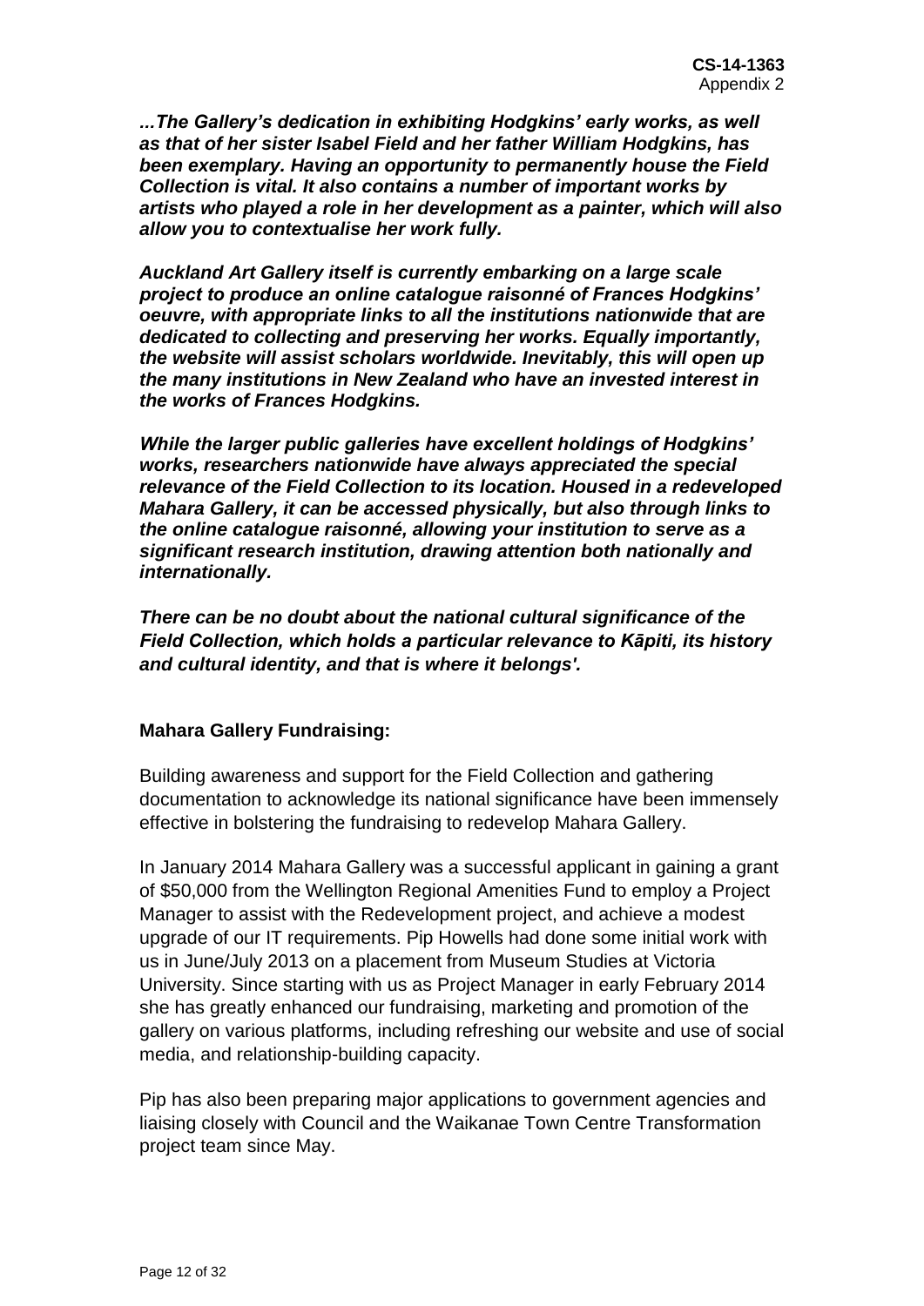***...The Gallery's dedication in exhibiting Hodgkins' early works, as well as that of her sister Isabel Field and her father William Hodgkins, has been exemplary. Having an opportunity to permanently house the Field Collection is vital. It also contains a number of important works by artists who played a role in her development as a painter, which will also allow you to contextualise her work fully.***

***Auckland Art Gallery itself is currently embarking on a large scale project to produce an online catalogue raisonné of Frances Hodgkins' oeuvre, with appropriate links to all the institutions nationwide that are dedicated to collecting and preserving her works. Equally importantly, the website will assist scholars worldwide. Inevitably, this will open up the many institutions in New Zealand who have an invested interest in the works of Frances Hodgkins.***

***While the larger public galleries have excellent holdings of Hodgkins' works, researchers nationwide have always appreciated the special relevance of the Field Collection to its location. Housed in a redeveloped Mahara Gallery, it can be accessed physically, but also through links to the online catalogue raisonné, allowing your institution to serve as a significant research institution, drawing attention both nationally and internationally.***

***There can be no doubt about the national cultural significance of the Field Collection, which holds a particular relevance to Kāpiti, its history and cultural identity, and that is where it belongs'.***

**Mahara Gallery Fundraising:**

Building awareness and support for the Field Collection and gathering documentation to acknowledge its national significance have been immensely effective in bolstering the fundraising to redevelop Mahara Gallery.

In January 2014 Mahara Gallery was a successful applicant in gaining a grant of $50,000 from the Wellington Regional Amenities Fund to employ a Project Manager to assist with the Redevelopment project, and achieve a modest upgrade of our IT requirements. Pip Howells had done some initial work with us in June/July 2013 on a placement from Museum Studies at Victoria University. Since starting with us as Project Manager in early February 2014 she has greatly enhanced our fundraising, marketing and promotion of the gallery on various platforms, including refreshing our website and use of social media, and relationship-building capacity.

Pip has also been preparing major applications to government agencies and liaising closely with Council and the Waikanae Town Centre Transformation project team since May.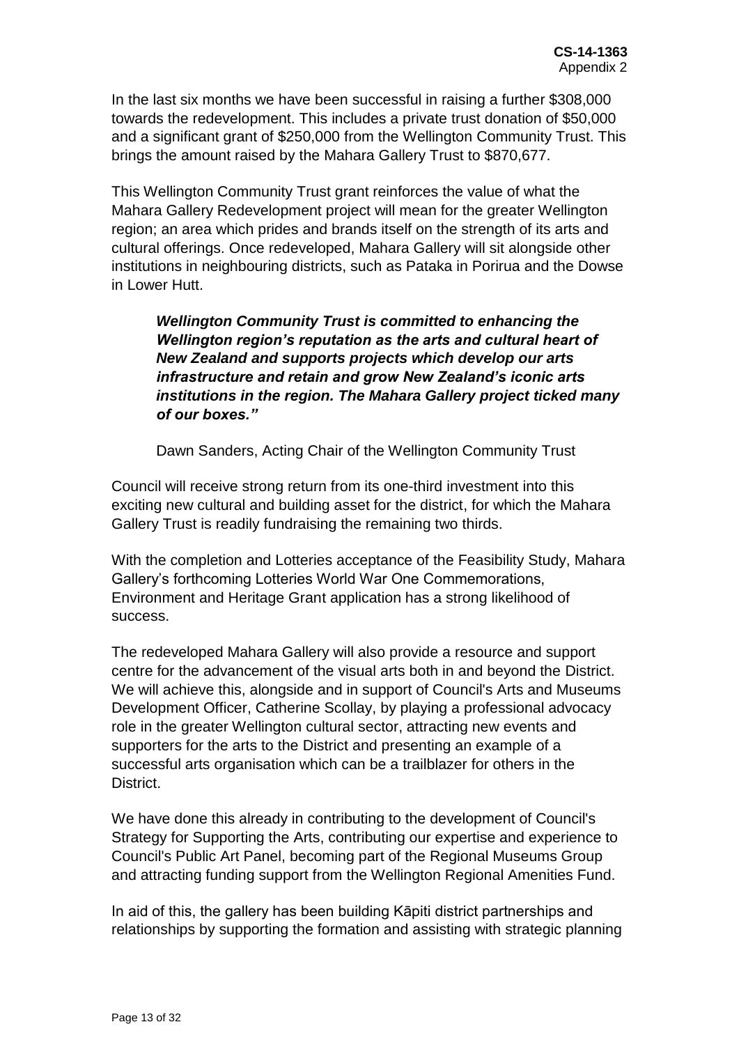In the last six months we have been successful in raising a further $308,000 towards the redevelopment. This includes a private trust donation of $50,000 and a significant grant of $250,000 from the Wellington Community Trust. This brings the amount raised by the Mahara Gallery Trust to $870,677.

This Wellington Community Trust grant reinforces the value of what the Mahara Gallery Redevelopment project will mean for the greater Wellington region; an area which prides and brands itself on the strength of its arts and cultural offerings. Once redeveloped, Mahara Gallery will sit alongside other institutions in neighbouring districts, such as Pataka in Porirua and the Dowse in Lower Hutt.

> ***Wellington Community Trust is committed to enhancing the Wellington region's reputation as the arts and cultural heart of New Zealand and supports projects which develop our arts infrastructure and retain and grow New Zealand's iconic arts institutions in the region. The Mahara Gallery project ticked many of our boxes."***
>
> Dawn Sanders, Acting Chair of the Wellington Community Trust

Council will receive strong return from its one-third investment into this exciting new cultural and building asset for the district, for which the Mahara Gallery Trust is readily fundraising the remaining two thirds.

With the completion and Lotteries acceptance of the Feasibility Study, Mahara Gallery's forthcoming Lotteries World War One Commemorations, Environment and Heritage Grant application has a strong likelihood of success.

The redeveloped Mahara Gallery will also provide a resource and support centre for the advancement of the visual arts both in and beyond the District. We will achieve this, alongside and in support of Council's Arts and Museums Development Officer, Catherine Scollay, by playing a professional advocacy role in the greater Wellington cultural sector, attracting new events and supporters for the arts to the District and presenting an example of a successful arts organisation which can be a trailblazer for others in the District.

We have done this already in contributing to the development of Council's Strategy for Supporting the Arts, contributing our expertise and experience to Council's Public Art Panel, becoming part of the Regional Museums Group and attracting funding support from the Wellington Regional Amenities Fund.

In aid of this, the gallery has been building Kāpiti district partnerships and relationships by supporting the formation and assisting with strategic planning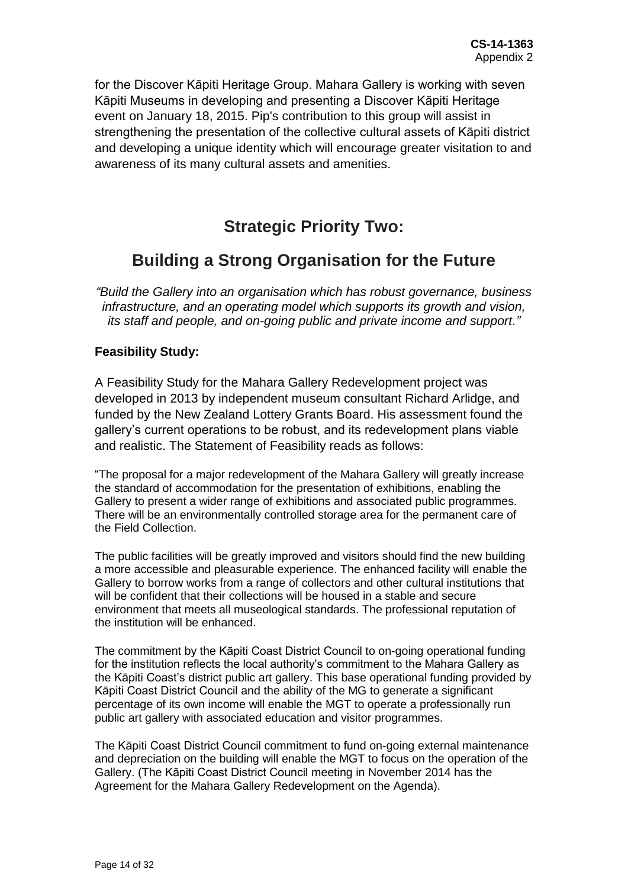for the Discover Kāpiti Heritage Group. Mahara Gallery is working with seven Kāpiti Museums in developing and presenting a Discover Kāpiti Heritage event on January 18, 2015. Pip's contribution to this group will assist in strengthening the presentation of the collective cultural assets of Kāpiti district and developing a unique identity which will encourage greater visitation to and awareness of its many cultural assets and amenities.

## Strategic Priority Two:

## Building a Strong Organisation for the Future

*"Build the Gallery into an organisation which has robust governance, business infrastructure, and an operating model which supports its growth and vision, its staff and people, and on-going public and private income and support."*

**Feasibility Study:**

A Feasibility Study for the Mahara Gallery Redevelopment project was developed in 2013 by independent museum consultant Richard Arlidge, and funded by the New Zealand Lottery Grants Board. His assessment found the gallery's current operations to be robust, and its redevelopment plans viable and realistic. The Statement of Feasibility reads as follows:

"The proposal for a major redevelopment of the Mahara Gallery will greatly increase the standard of accommodation for the presentation of exhibitions, enabling the Gallery to present a wider range of exhibitions and associated public programmes. There will be an environmentally controlled storage area for the permanent care of the Field Collection.

The public facilities will be greatly improved and visitors should find the new building a more accessible and pleasurable experience. The enhanced facility will enable the Gallery to borrow works from a range of collectors and other cultural institutions that will be confident that their collections will be housed in a stable and secure environment that meets all museological standards. The professional reputation of the institution will be enhanced.

The commitment by the Kāpiti Coast District Council to on-going operational funding for the institution reflects the local authority's commitment to the Mahara Gallery as the Kāpiti Coast's district public art gallery. This base operational funding provided by Kāpiti Coast District Council and the ability of the MG to generate a significant percentage of its own income will enable the MGT to operate a professionally run public art gallery with associated education and visitor programmes.

The Kāpiti Coast District Council commitment to fund on-going external maintenance and depreciation on the building will enable the MGT to focus on the operation of the Gallery. (The Kāpiti Coast District Council meeting in November 2014 has the Agreement for the Mahara Gallery Redevelopment on the Agenda).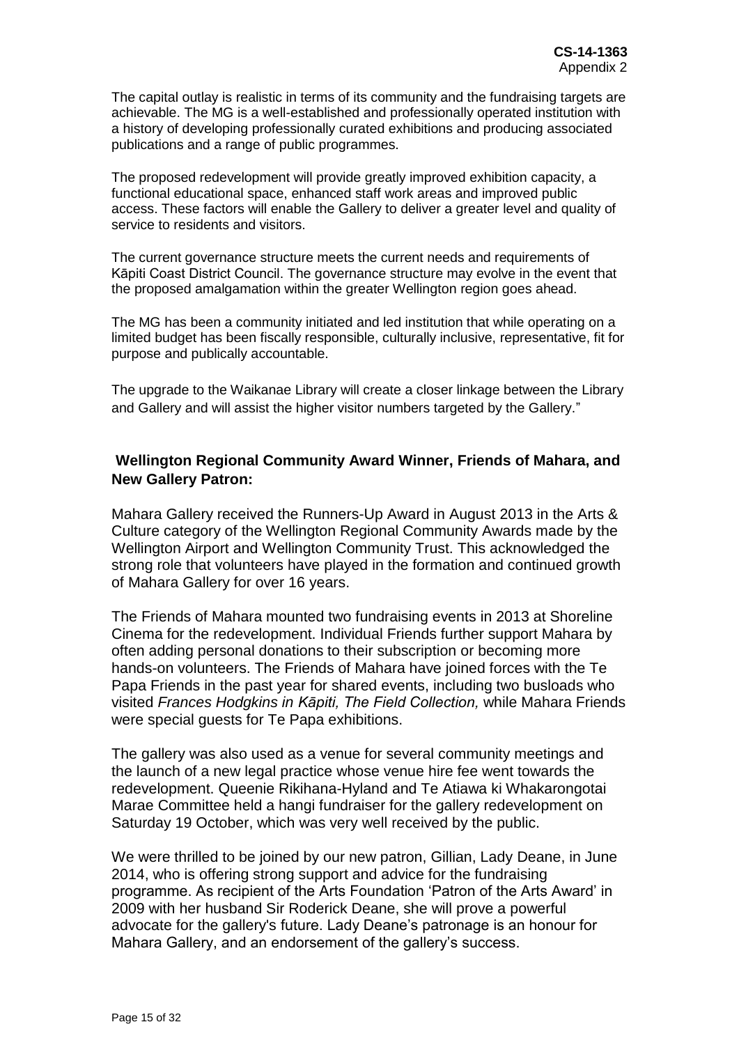The capital outlay is realistic in terms of its community and the fundraising targets are achievable. The MG is a well-established and professionally operated institution with a history of developing professionally curated exhibitions and producing associated publications and a range of public programmes.

The proposed redevelopment will provide greatly improved exhibition capacity, a functional educational space, enhanced staff work areas and improved public access. These factors will enable the Gallery to deliver a greater level and quality of service to residents and visitors.

The current governance structure meets the current needs and requirements of Kāpiti Coast District Council. The governance structure may evolve in the event that the proposed amalgamation within the greater Wellington region goes ahead.

The MG has been a community initiated and led institution that while operating on a limited budget has been fiscally responsible, culturally inclusive, representative, fit for purpose and publically accountable.

The upgrade to the Waikanae Library will create a closer linkage between the Library and Gallery and will assist the higher visitor numbers targeted by the Gallery."

## Wellington Regional Community Award Winner, Friends of Mahara, and New Gallery Patron:

Mahara Gallery received the Runners-Up Award in August 2013 in the Arts & Culture category of the Wellington Regional Community Awards made by the Wellington Airport and Wellington Community Trust. This acknowledged the strong role that volunteers have played in the formation and continued growth of Mahara Gallery for over 16 years.

The Friends of Mahara mounted two fundraising events in 2013 at Shoreline Cinema for the redevelopment. Individual Friends further support Mahara by often adding personal donations to their subscription or becoming more hands-on volunteers. The Friends of Mahara have joined forces with the Te Papa Friends in the past year for shared events, including two busloads who visited *Frances Hodgkins in Kāpiti, The Field Collection,* while Mahara Friends were special guests for Te Papa exhibitions.

The gallery was also used as a venue for several community meetings and the launch of a new legal practice whose venue hire fee went towards the redevelopment. Queenie Rikihana-Hyland and Te Atiawa ki Whakarongotai Marae Committee held a hangi fundraiser for the gallery redevelopment on Saturday 19 October, which was very well received by the public.

We were thrilled to be joined by our new patron, Gillian, Lady Deane, in June 2014, who is offering strong support and advice for the fundraising programme. As recipient of the Arts Foundation 'Patron of the Arts Award' in 2009 with her husband Sir Roderick Deane, she will prove a powerful advocate for the gallery's future. Lady Deane's patronage is an honour for Mahara Gallery, and an endorsement of the gallery's success.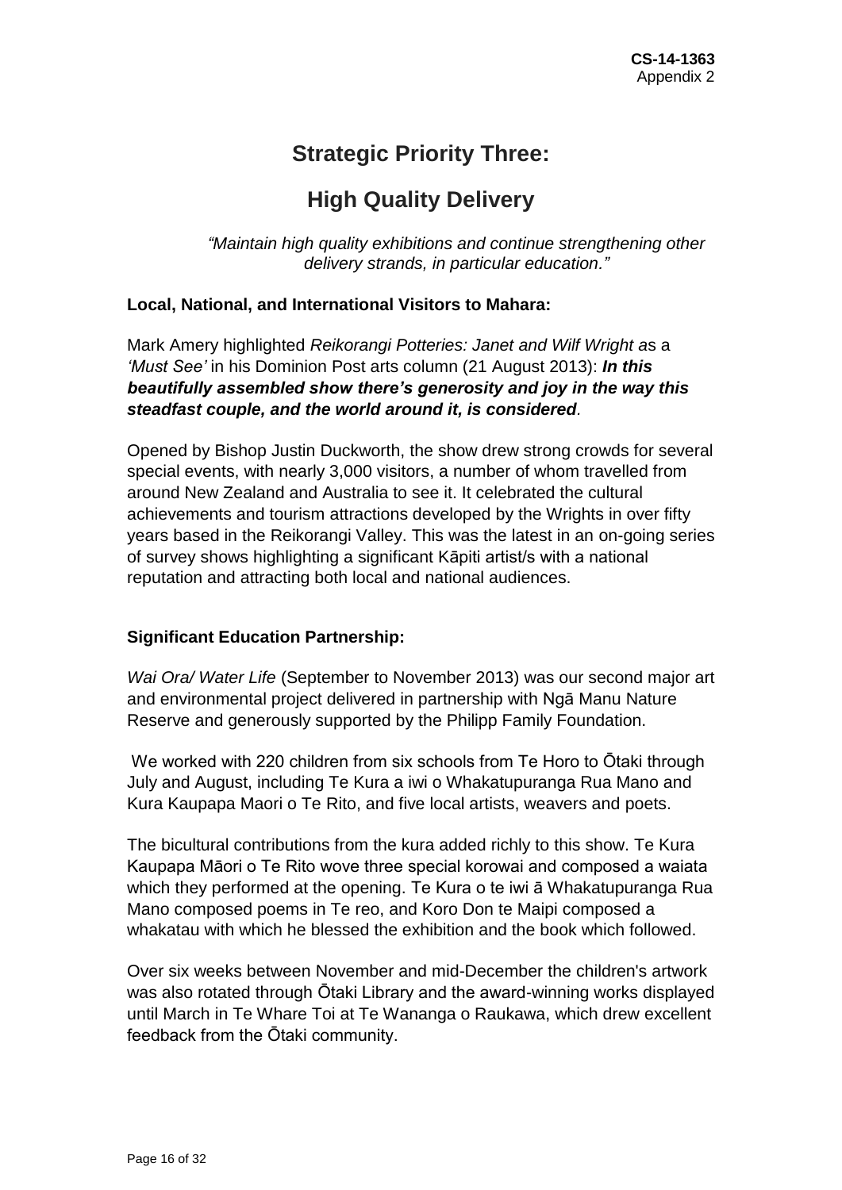# Strategic Priority Three:

## High Quality Delivery

*"Maintain high quality exhibitions and continue strengthening other delivery strands, in particular education."*

**Local, National, and International Visitors to Mahara:**

Mark Amery highlighted *Reikorangi Potteries: Janet and Wilf Wright a*s a *'Must See'* in his Dominion Post arts column (21 August 2013): ***In this beautifully assembled show there's generosity and joy in the way this steadfast couple, and the world around it, is considered***.

Opened by Bishop Justin Duckworth, the show drew strong crowds for several special events, with nearly 3,000 visitors, a number of whom travelled from around New Zealand and Australia to see it. It celebrated the cultural achievements and tourism attractions developed by the Wrights in over fifty years based in the Reikorangi Valley. This was the latest in an on-going series of survey shows highlighting a significant Kāpiti artist/s with a national reputation and attracting both local and national audiences.

**Significant Education Partnership:**

*Wai Ora/ Water Life* (September to November 2013) was our second major art and environmental project delivered in partnership with Ngā Manu Nature Reserve and generously supported by the Philipp Family Foundation.

We worked with 220 children from six schools from Te Horo to Ōtaki through July and August, including Te Kura a iwi o Whakatupuranga Rua Mano and Kura Kaupapa Maori o Te Rito, and five local artists, weavers and poets.

The bicultural contributions from the kura added richly to this show. Te Kura Kaupapa Māori o Te Rito wove three special korowai and composed a waiata which they performed at the opening. Te Kura o te iwi ā Whakatupuranga Rua Mano composed poems in Te reo, and Koro Don te Maipi composed a whakatau with which he blessed the exhibition and the book which followed.

Over six weeks between November and mid-December the children's artwork was also rotated through Ōtaki Library and the award-winning works displayed until March in Te Whare Toi at Te Wananga o Raukawa, which drew excellent feedback from the Ōtaki community.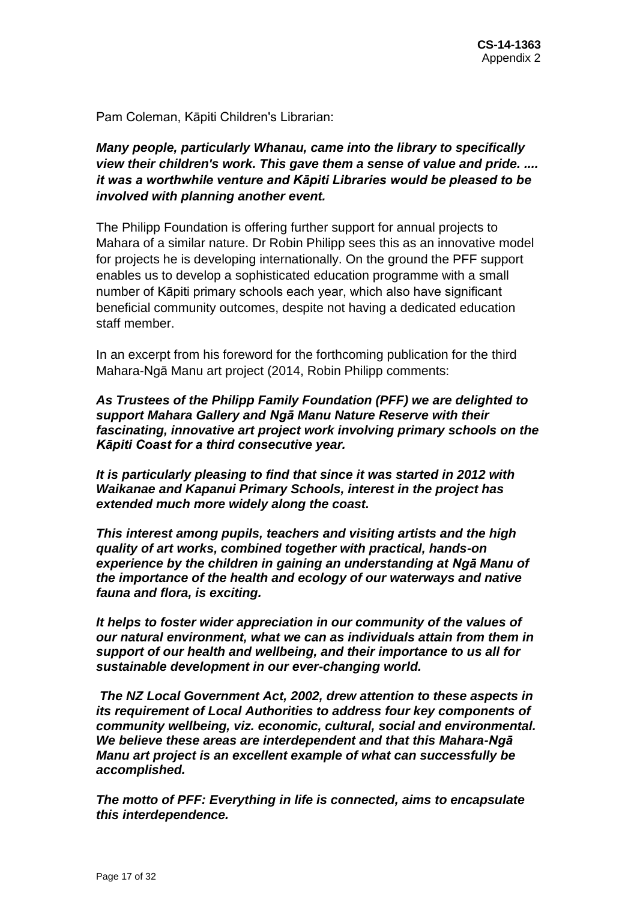Pam Coleman, Kāpiti Children's Librarian:

***Many people, particularly Whanau, came into the library to specifically view their children's work. This gave them a sense of value and pride. .... it was a worthwhile venture and Kāpiti Libraries would be pleased to be involved with planning another event.***

The Philipp Foundation is offering further support for annual projects to Mahara of a similar nature. Dr Robin Philipp sees this as an innovative model for projects he is developing internationally. On the ground the PFF support enables us to develop a sophisticated education programme with a small number of Kāpiti primary schools each year, which also have significant beneficial community outcomes, despite not having a dedicated education staff member.

In an excerpt from his foreword for the forthcoming publication for the third Mahara-Ngā Manu art project (2014, Robin Philipp comments:

***As Trustees of the Philipp Family Foundation (PFF) we are delighted to support Mahara Gallery and Ngā Manu Nature Reserve with their fascinating, innovative art project work involving primary schools on the Kāpiti Coast for a third consecutive year.***

***It is particularly pleasing to find that since it was started in 2012 with Waikanae and Kapanui Primary Schools, interest in the project has extended much more widely along the coast.***

***This interest among pupils, teachers and visiting artists and the high quality of art works, combined together with practical, hands-on experience by the children in gaining an understanding at Ngā Manu of the importance of the health and ecology of our waterways and native fauna and flora, is exciting.***

***It helps to foster wider appreciation in our community of the values of our natural environment, what we can as individuals attain from them in support of our health and wellbeing, and their importance to us all for sustainable development in our ever-changing world.***

***The NZ Local Government Act, 2002, drew attention to these aspects in its requirement of Local Authorities to address four key components of community wellbeing, viz. economic, cultural, social and environmental. We believe these areas are interdependent and that this Mahara-Ngā Manu art project is an excellent example of what can successfully be accomplished.***

***The motto of PFF: Everything in life is connected, aims to encapsulate this interdependence.***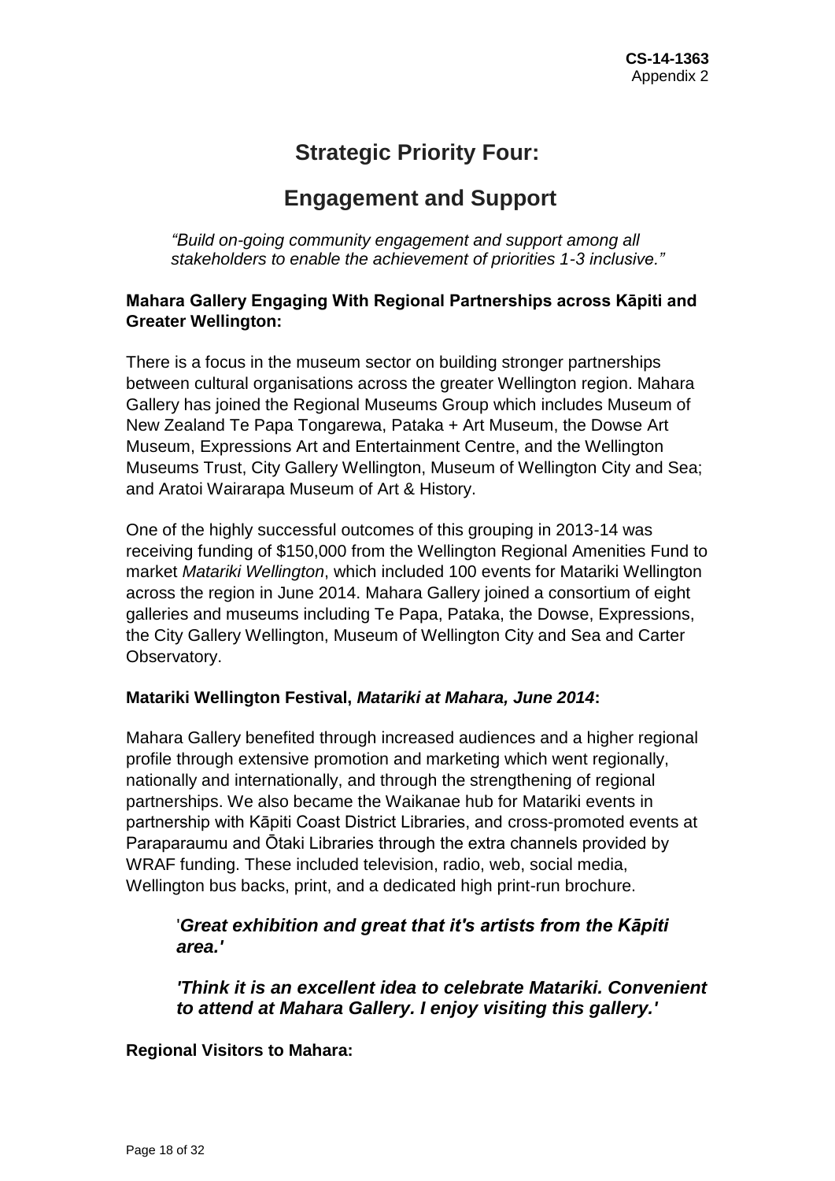# Strategic Priority Four:

# Engagement and Support

*"Build on-going community engagement and support among all stakeholders to enable the achievement of priorities 1-3 inclusive."*

**Mahara Gallery Engaging With Regional Partnerships across Kāpiti and Greater Wellington:**

There is a focus in the museum sector on building stronger partnerships between cultural organisations across the greater Wellington region. Mahara Gallery has joined the Regional Museums Group which includes Museum of New Zealand Te Papa Tongarewa, Pataka + Art Museum, the Dowse Art Museum, Expressions Art and Entertainment Centre, and the Wellington Museums Trust, City Gallery Wellington, Museum of Wellington City and Sea; and Aratoi Wairarapa Museum of Art & History.

One of the highly successful outcomes of this grouping in 2013-14 was receiving funding of $150,000 from the Wellington Regional Amenities Fund to market *Matariki Wellington*, which included 100 events for Matariki Wellington across the region in June 2014. Mahara Gallery joined a consortium of eight galleries and museums including Te Papa, Pataka, the Dowse, Expressions, the City Gallery Wellington, Museum of Wellington City and Sea and Carter Observatory.

**Matariki Wellington Festival, *Matariki at Mahara, June 2014*:**

Mahara Gallery benefited through increased audiences and a higher regional profile through extensive promotion and marketing which went regionally, nationally and internationally, and through the strengthening of regional partnerships. We also became the Waikanae hub for Matariki events in partnership with Kāpiti Coast District Libraries, and cross-promoted events at Paraparaumu and Ōtaki Libraries through the extra channels provided by WRAF funding. These included television, radio, web, social media, Wellington bus backs, print, and a dedicated high print-run brochure.

> '***Great exhibition and great that it's artists from the Kāpiti area.'***
>
> ***'Think it is an excellent idea to celebrate Matariki. Convenient to attend at Mahara Gallery. I enjoy visiting this gallery.'***

**Regional Visitors to Mahara:**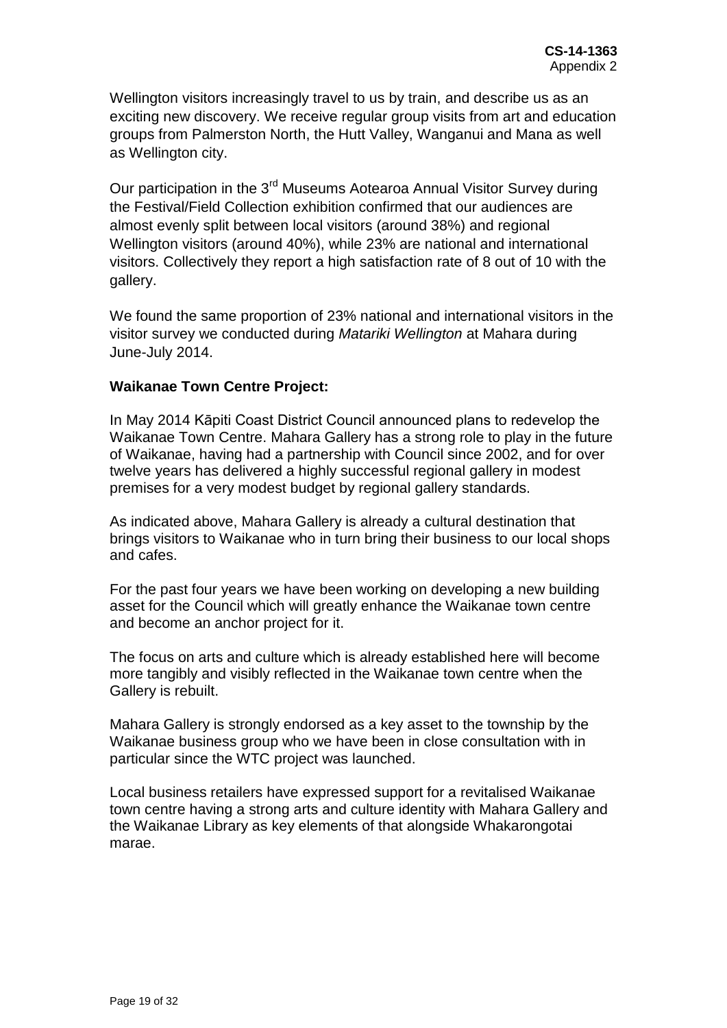Wellington visitors increasingly travel to us by train, and describe us as an exciting new discovery. We receive regular group visits from art and education groups from Palmerston North, the Hutt Valley, Wanganui and Mana as well as Wellington city.

Our participation in the 3rd Museums Aotearoa Annual Visitor Survey during the Festival/Field Collection exhibition confirmed that our audiences are almost evenly split between local visitors (around 38%) and regional Wellington visitors (around 40%), while 23% are national and international visitors. Collectively they report a high satisfaction rate of 8 out of 10 with the gallery.

We found the same proportion of 23% national and international visitors in the visitor survey we conducted during *Matariki Wellington* at Mahara during June-July 2014.

**Waikanae Town Centre Project:**

In May 2014 Kāpiti Coast District Council announced plans to redevelop the Waikanae Town Centre. Mahara Gallery has a strong role to play in the future of Waikanae, having had a partnership with Council since 2002, and for over twelve years has delivered a highly successful regional gallery in modest premises for a very modest budget by regional gallery standards.

As indicated above, Mahara Gallery is already a cultural destination that brings visitors to Waikanae who in turn bring their business to our local shops and cafes.

For the past four years we have been working on developing a new building asset for the Council which will greatly enhance the Waikanae town centre and become an anchor project for it.

The focus on arts and culture which is already established here will become more tangibly and visibly reflected in the Waikanae town centre when the Gallery is rebuilt.

Mahara Gallery is strongly endorsed as a key asset to the township by the Waikanae business group who we have been in close consultation with in particular since the WTC project was launched.

Local business retailers have expressed support for a revitalised Waikanae town centre having a strong arts and culture identity with Mahara Gallery and the Waikanae Library as key elements of that alongside Whakarongotai marae.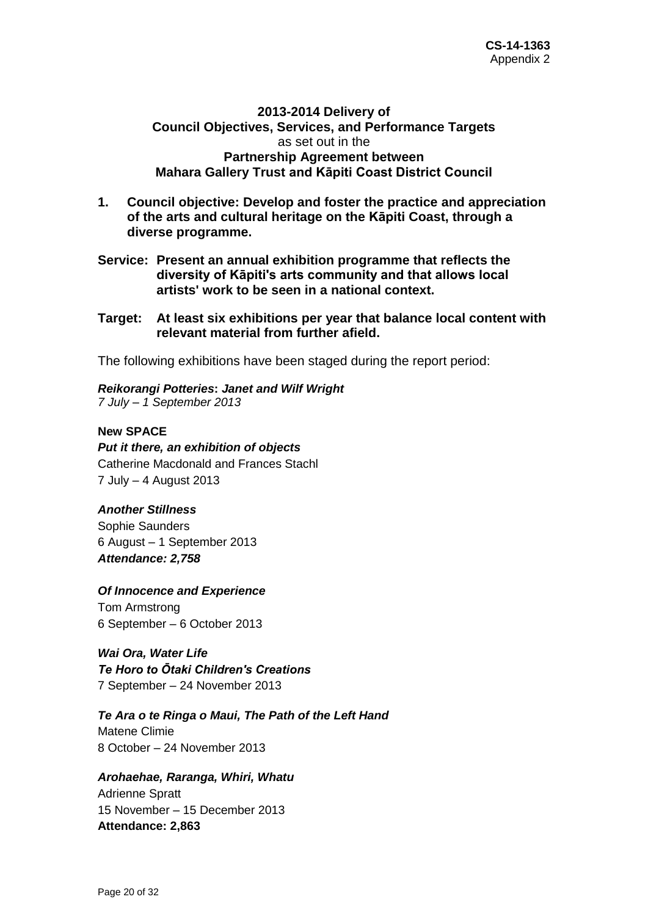**CS-14-1363**
Appendix 2

## 2013-2014 Delivery of Council Objectives, Services, and Performance Targets

as set out in the

## Partnership Agreement between Mahara Gallery Trust and Kāpiti Coast District Council

**1. Council objective: Develop and foster the practice and appreciation of the arts and cultural heritage on the Kāpiti Coast, through a diverse programme.**

**Service: Present an annual exhibition programme that reflects the diversity of Kāpiti's arts community and that allows local artists' work to be seen in a national context.**

**Target: At least six exhibitions per year that balance local content with relevant material from further afield.**

The following exhibitions have been staged during the report period:

***Reikorangi Potteries*: *Janet and Wilf Wright***
*7 July – 1 September 2013*

**New SPACE**
***Put it there, an exhibition of objects***
Catherine Macdonald and Frances Stachl
7 July – 4 August 2013

***Another Stillness***
Sophie Saunders
6 August – 1 September 2013
***Attendance: 2,758***

***Of Innocence and Experience***
Tom Armstrong
6 September – 6 October 2013

***Wai Ora, Water Life***
***Te Horo to Ōtaki Children's Creations***
7 September – 24 November 2013

***Te Ara o te Ringa o Maui, The Path of the Left Hand***
Matene Climie
8 October – 24 November 2013

***Arohaehae, Raranga, Whiri, Whatu***
Adrienne Spratt
15 November – 15 December 2013
**Attendance: 2,863**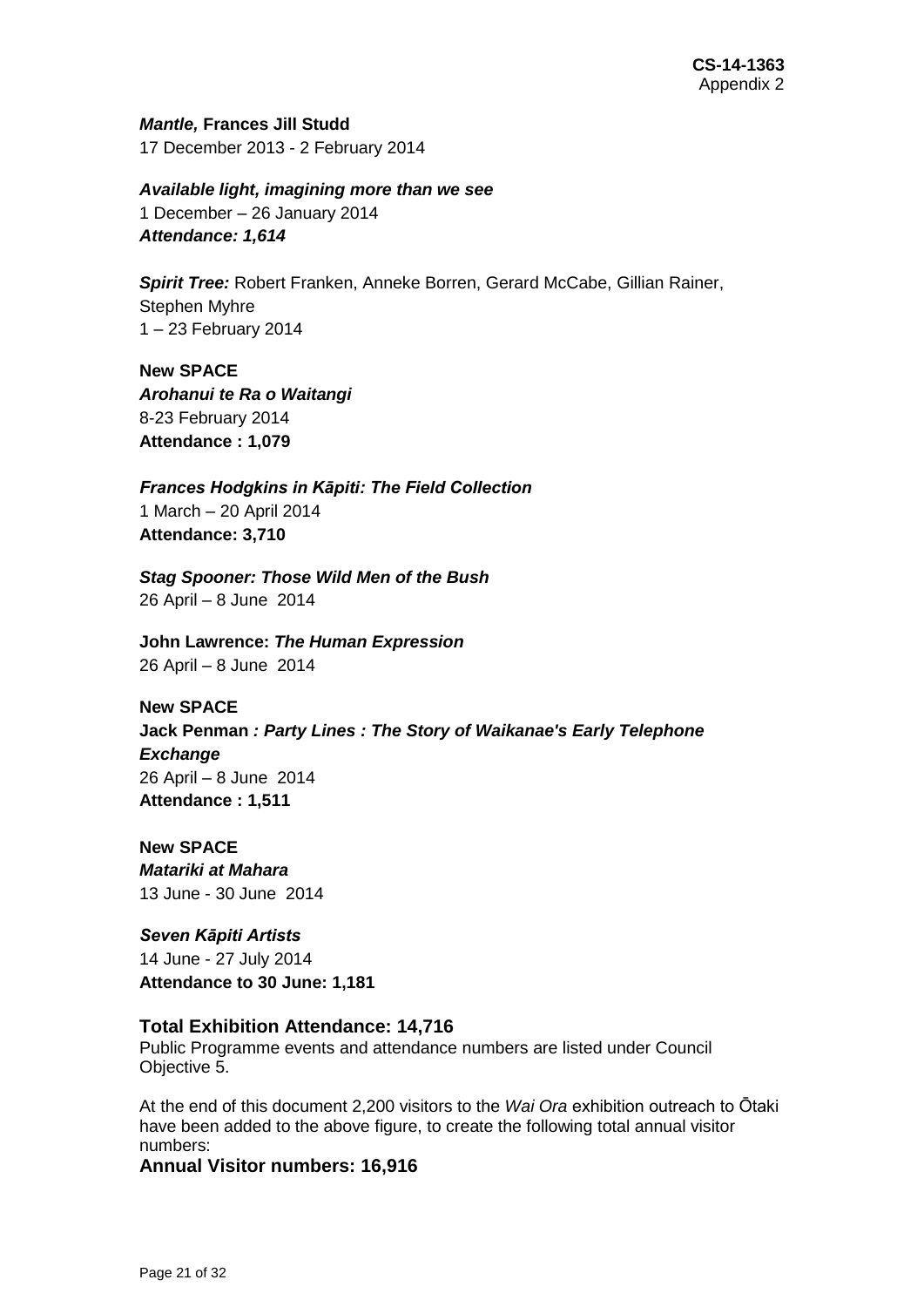**CS-14-1363**
Appendix 2

***Mantle,* Frances Jill Studd**
17 December 2013 - 2 February 2014

***Available light, imagining more than we see***
1 December – 26 January 2014
***Attendance: 1,614***

***Spirit Tree:*** Robert Franken, Anneke Borren, Gerard McCabe, Gillian Rainer, Stephen Myhre
1 – 23 February 2014

**New SPACE**
***Arohanui te Ra o Waitangi***
8-23 February 2014
**Attendance : 1,079**

***Frances Hodgkins in Kāpiti: The Field Collection***
1 March – 20 April 2014
**Attendance: 3,710**

***Stag Spooner: Those Wild Men of the Bush***
26 April – 8 June 2014

**John Lawrence: *The Human Expression***
26 April – 8 June 2014

**New SPACE**
**Jack Penman *: Party Lines : The Story of Waikanae's Early Telephone Exchange***
26 April – 8 June 2014
**Attendance : 1,511**

**New SPACE**
***Matariki at Mahara***
13 June - 30 June 2014

***Seven Kāpiti Artists***
14 June - 27 July 2014
**Attendance to 30 June: 1,181**

### Total Exhibition Attendance: 14,716

Public Programme events and attendance numbers are listed under Council Objective 5.

At the end of this document 2,200 visitors to the *Wai Ora* exhibition outreach to Ōtaki have been added to the above figure, to create the following total annual visitor numbers:

### Annual Visitor numbers: 16,916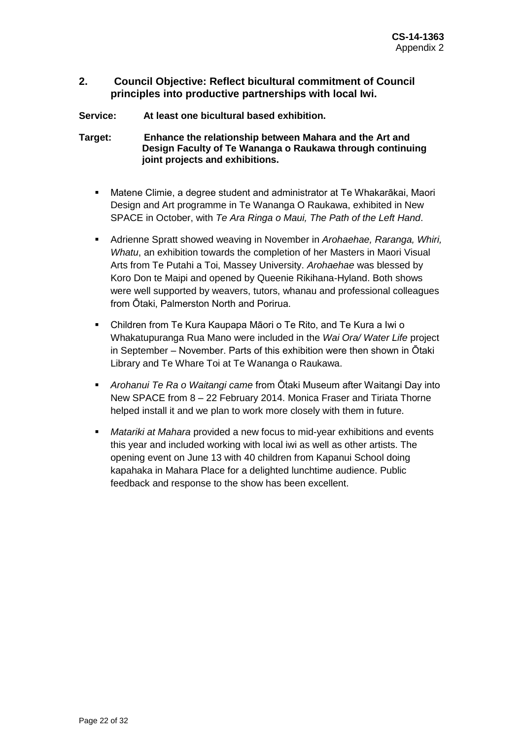**CS-14-1363**
Appendix 2

## 2. Council Objective: Reflect bicultural commitment of Council principles into productive partnerships with local Iwi.

**Service:** **At least one bicultural based exhibition.**

**Target:** **Enhance the relationship between Mahara and the Art and Design Faculty of Te Wananga o Raukawa through continuing joint projects and exhibitions.**

- Matene Climie, a degree student and administrator at Te Whakarākai, Maori Design and Art programme in Te Wananga O Raukawa, exhibited in New SPACE in October, with *Te Ara Ringa o Maui, The Path of the Left Hand*.
- Adrienne Spratt showed weaving in November in *Arohaehae, Raranga, Whiri, Whatu*, an exhibition towards the completion of her Masters in Maori Visual Arts from Te Putahi a Toi, Massey University. *Arohaehae* was blessed by Koro Don te Maipi and opened by Queenie Rikihana-Hyland. Both shows were well supported by weavers, tutors, whanau and professional colleagues from Ōtaki, Palmerston North and Porirua.
- Children from Te Kura Kaupapa Māori o Te Rito, and Te Kura a Iwi o Whakatupuranga Rua Mano were included in the *Wai Ora/ Water Life* project in September – November. Parts of this exhibition were then shown in Ōtaki Library and Te Whare Toi at Te Wananga o Raukawa.
- *Arohanui Te Ra o Waitangi came* from Ōtaki Museum after Waitangi Day into New SPACE from 8 – 22 February 2014. Monica Fraser and Tiriata Thorne helped install it and we plan to work more closely with them in future.
- *Matariki at Mahara* provided a new focus to mid-year exhibitions and events this year and included working with local iwi as well as other artists. The opening event on June 13 with 40 children from Kapanui School doing kapahaka in Mahara Place for a delighted lunchtime audience. Public feedback and response to the show has been excellent.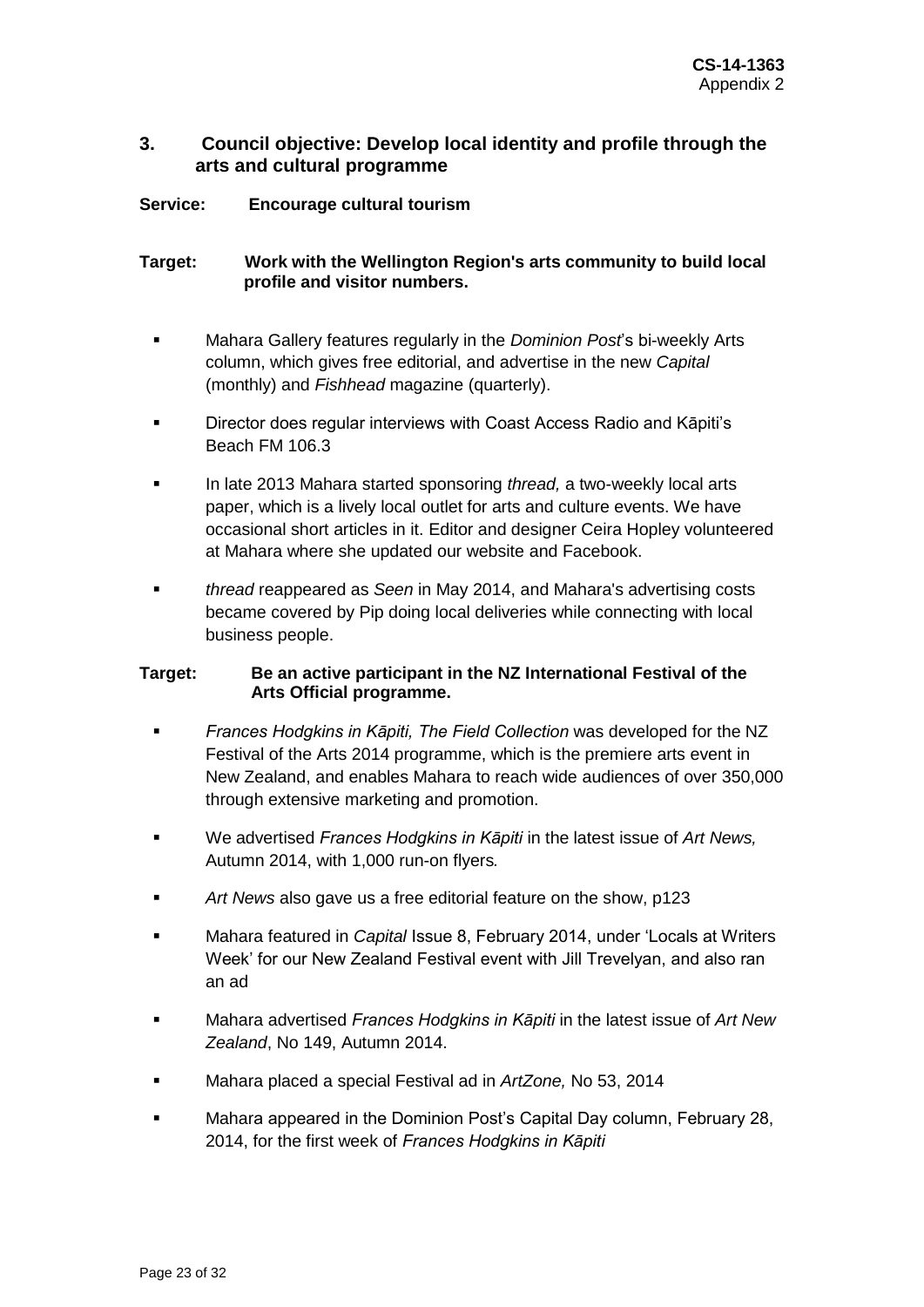## 3. Council objective: Develop local identity and profile through the arts and cultural programme

**Service: Encourage cultural tourism**

**Target: Work with the Wellington Region's arts community to build local profile and visitor numbers.**

- Mahara Gallery features regularly in the *Dominion Post*'s bi-weekly Arts column, which gives free editorial, and advertise in the new *Capital* (monthly) and *Fishhead* magazine (quarterly).
- Director does regular interviews with Coast Access Radio and Kāpiti's Beach FM 106.3
- In late 2013 Mahara started sponsoring *thread,* a two-weekly local arts paper, which is a lively local outlet for arts and culture events. We have occasional short articles in it. Editor and designer Ceira Hopley volunteered at Mahara where she updated our website and Facebook.
- *thread* reappeared as *Seen* in May 2014, and Mahara's advertising costs became covered by Pip doing local deliveries while connecting with local business people.

**Target: Be an active participant in the NZ International Festival of the Arts Official programme.**

- *Frances Hodgkins in Kāpiti, The Field Collection* was developed for the NZ Festival of the Arts 2014 programme, which is the premiere arts event in New Zealand, and enables Mahara to reach wide audiences of over 350,000 through extensive marketing and promotion.
- We advertised *Frances Hodgkins in Kāpiti* in the latest issue of *Art News,* Autumn 2014, with 1,000 run-on flyers*.*
- *Art News* also gave us a free editorial feature on the show, p123
- Mahara featured in *Capital* Issue 8, February 2014, under 'Locals at Writers Week' for our New Zealand Festival event with Jill Trevelyan, and also ran an ad
- Mahara advertised *Frances Hodgkins in Kāpiti* in the latest issue of *Art New Zealand*, No 149, Autumn 2014.
- Mahara placed a special Festival ad in *ArtZone,* No 53, 2014
- Mahara appeared in the Dominion Post's Capital Day column, February 28, 2014, for the first week of *Frances Hodgkins in Kāpiti*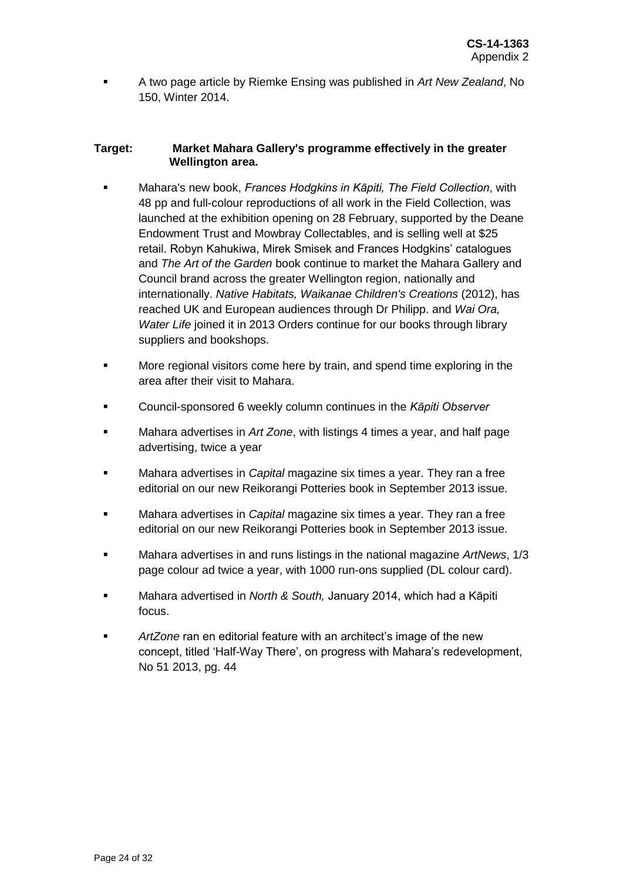- A two page article by Riemke Ensing was published in *Art New Zealand*, No 150, Winter 2014.

**Target: Market Mahara Gallery's programme effectively in the greater Wellington area.**

- Mahara's new book, *Frances Hodgkins in Kāpiti, The Field Collection*, with 48 pp and full-colour reproductions of all work in the Field Collection, was launched at the exhibition opening on 28 February, supported by the Deane Endowment Trust and Mowbray Collectables, and is selling well at $25 retail. Robyn Kahukiwa, Mirek Smisek and Frances Hodgkins' catalogues and *The Art of the Garden* book continue to market the Mahara Gallery and Council brand across the greater Wellington region, nationally and internationally. *Native Habitats, Waikanae Children's Creations* (2012), has reached UK and European audiences through Dr Philipp. and *Wai Ora, Water Life* joined it in 2013 Orders continue for our books through library suppliers and bookshops.
- More regional visitors come here by train, and spend time exploring in the area after their visit to Mahara.
- Council-sponsored 6 weekly column continues in the *Kāpiti Observer*
- Mahara advertises in *Art Zone*, with listings 4 times a year, and half page advertising, twice a year
- Mahara advertises in *Capital* magazine six times a year. They ran a free editorial on our new Reikorangi Potteries book in September 2013 issue.
- Mahara advertises in *Capital* magazine six times a year. They ran a free editorial on our new Reikorangi Potteries book in September 2013 issue.
- Mahara advertises in and runs listings in the national magazine *ArtNews*, 1/3 page colour ad twice a year, with 1000 run-ons supplied (DL colour card).
- Mahara advertised in *North & South,* January 2014, which had a Kāpiti focus.
- *ArtZone* ran en editorial feature with an architect's image of the new concept, titled 'Half-Way There', on progress with Mahara's redevelopment, No 51 2013, pg. 44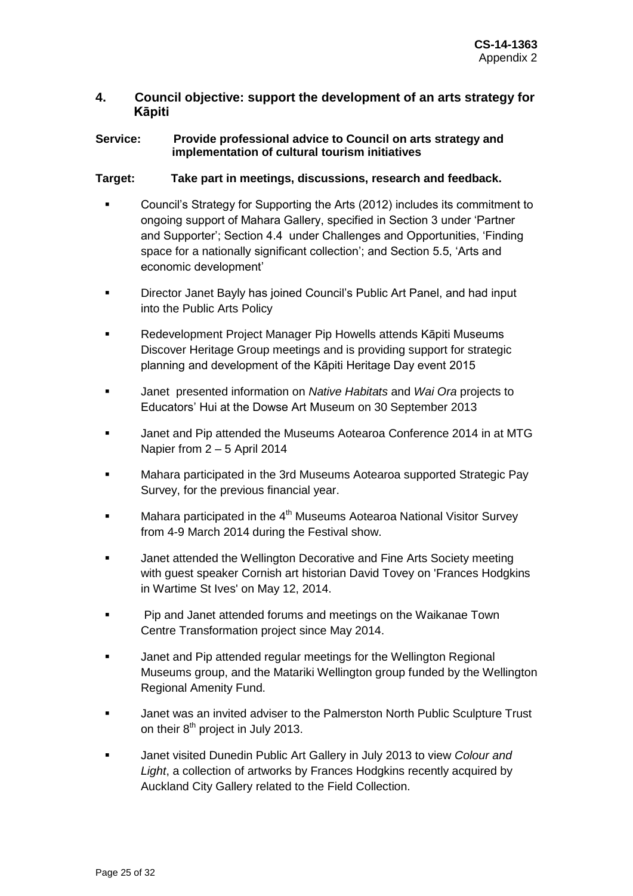**CS-14-1363**
Appendix 2

## 4. Council objective: support the development of an arts strategy for Kāpiti

**Service: Provide professional advice to Council on arts strategy and implementation of cultural tourism initiatives**

**Target: Take part in meetings, discussions, research and feedback.**

- Council's Strategy for Supporting the Arts (2012) includes its commitment to ongoing support of Mahara Gallery, specified in Section 3 under 'Partner and Supporter'; Section 4.4 under Challenges and Opportunities, 'Finding space for a nationally significant collection'; and Section 5.5, 'Arts and economic development'
- Director Janet Bayly has joined Council's Public Art Panel, and had input into the Public Arts Policy
- Redevelopment Project Manager Pip Howells attends Kāpiti Museums Discover Heritage Group meetings and is providing support for strategic planning and development of the Kāpiti Heritage Day event 2015
- Janet presented information on *Native Habitats* and *Wai Ora* projects to Educators' Hui at the Dowse Art Museum on 30 September 2013
- Janet and Pip attended the Museums Aotearoa Conference 2014 in at MTG Napier from 2 – 5 April 2014
- Mahara participated in the 3rd Museums Aotearoa supported Strategic Pay Survey, for the previous financial year.
- Mahara participated in the 4th Museums Aotearoa National Visitor Survey from 4-9 March 2014 during the Festival show.
- Janet attended the Wellington Decorative and Fine Arts Society meeting with guest speaker Cornish art historian David Tovey on 'Frances Hodgkins in Wartime St Ives' on May 12, 2014.
- Pip and Janet attended forums and meetings on the Waikanae Town Centre Transformation project since May 2014.
- Janet and Pip attended regular meetings for the Wellington Regional Museums group, and the Matariki Wellington group funded by the Wellington Regional Amenity Fund.
- Janet was an invited adviser to the Palmerston North Public Sculpture Trust on their 8th project in July 2013.
- Janet visited Dunedin Public Art Gallery in July 2013 to view *Colour and Light*, a collection of artworks by Frances Hodgkins recently acquired by Auckland City Gallery related to the Field Collection.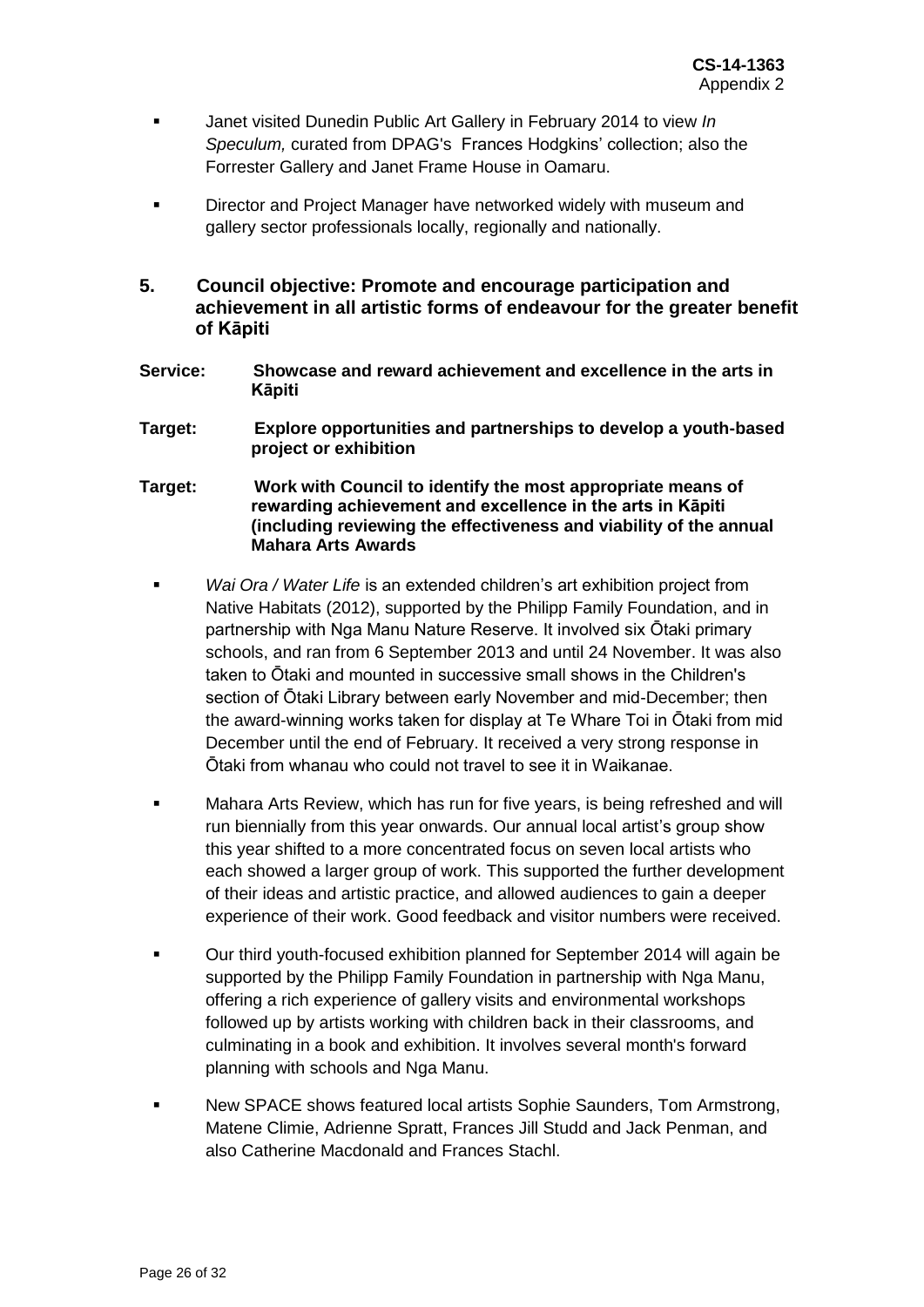- Janet visited Dunedin Public Art Gallery in February 2014 to view *In Speculum,* curated from DPAG's Frances Hodgkins' collection; also the Forrester Gallery and Janet Frame House in Oamaru.

- Director and Project Manager have networked widely with museum and gallery sector professionals locally, regionally and nationally.

## 5. Council objective: Promote and encourage participation and achievement in all artistic forms of endeavour for the greater benefit of Kāpiti

**Service:** **Showcase and reward achievement and excellence in the arts in Kāpiti**

**Target:** **Explore opportunities and partnerships to develop a youth-based project or exhibition**

**Target:** **Work with Council to identify the most appropriate means of rewarding achievement and excellence in the arts in Kāpiti (including reviewing the effectiveness and viability of the annual Mahara Arts Awards**

- *Wai Ora / Water Life* is an extended children's art exhibition project from Native Habitats (2012), supported by the Philipp Family Foundation, and in partnership with Nga Manu Nature Reserve. It involved six Ōtaki primary schools, and ran from 6 September 2013 and until 24 November. It was also taken to Ōtaki and mounted in successive small shows in the Children's section of Ōtaki Library between early November and mid-December; then the award-winning works taken for display at Te Whare Toi in Ōtaki from mid December until the end of February. It received a very strong response in Ōtaki from whanau who could not travel to see it in Waikanae.

- Mahara Arts Review, which has run for five years, is being refreshed and will run biennially from this year onwards. Our annual local artist's group show this year shifted to a more concentrated focus on seven local artists who each showed a larger group of work. This supported the further development of their ideas and artistic practice, and allowed audiences to gain a deeper experience of their work. Good feedback and visitor numbers were received.

- Our third youth-focused exhibition planned for September 2014 will again be supported by the Philipp Family Foundation in partnership with Nga Manu, offering a rich experience of gallery visits and environmental workshops followed up by artists working with children back in their classrooms, and culminating in a book and exhibition. It involves several month's forward planning with schools and Nga Manu.

- New SPACE shows featured local artists Sophie Saunders, Tom Armstrong, Matene Climie, Adrienne Spratt, Frances Jill Studd and Jack Penman, and also Catherine Macdonald and Frances Stachl.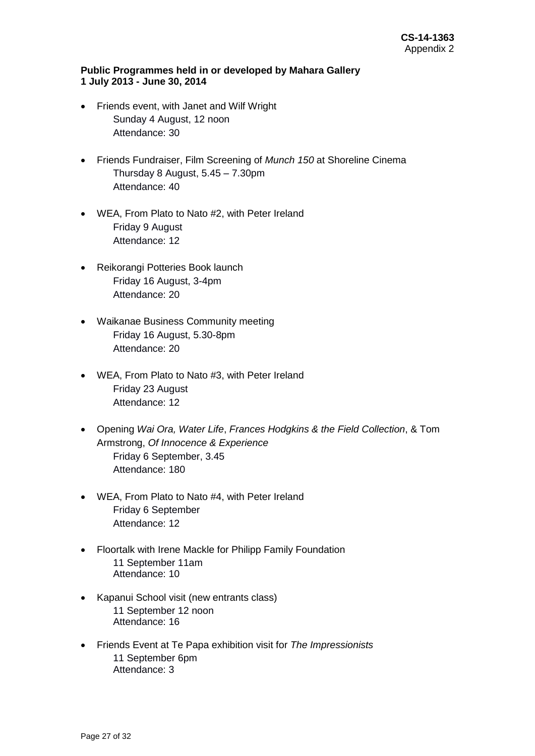**CS-14-1363**
Appendix 2

**Public Programmes held in or developed by Mahara Gallery**
**1 July 2013 - June 30, 2014**

- Friends event, with Janet and Wilf Wright
  Sunday 4 August, 12 noon
  Attendance: 30

- Friends Fundraiser, Film Screening of *Munch 150* at Shoreline Cinema
  Thursday 8 August, 5.45 – 7.30pm
  Attendance: 40

- WEA, From Plato to Nato #2, with Peter Ireland
  Friday 9 August
  Attendance: 12

- Reikorangi Potteries Book launch
  Friday 16 August, 3-4pm
  Attendance: 20

- Waikanae Business Community meeting
  Friday 16 August, 5.30-8pm
  Attendance: 20

- WEA, From Plato to Nato #3, with Peter Ireland
  Friday 23 August
  Attendance: 12

- Opening *Wai Ora, Water Life*, *Frances Hodgkins & the Field Collection*, & Tom Armstrong, *Of Innocence & Experience*
  Friday 6 September, 3.45
  Attendance: 180

- WEA, From Plato to Nato #4, with Peter Ireland
  Friday 6 September
  Attendance: 12

- Floortalk with Irene Mackle for Philipp Family Foundation
  11 September 11am
  Attendance: 10

- Kapanui School visit (new entrants class)
  11 September 12 noon
  Attendance: 16

- Friends Event at Te Papa exhibition visit for *The Impressionists*
  11 September 6pm
  Attendance: 3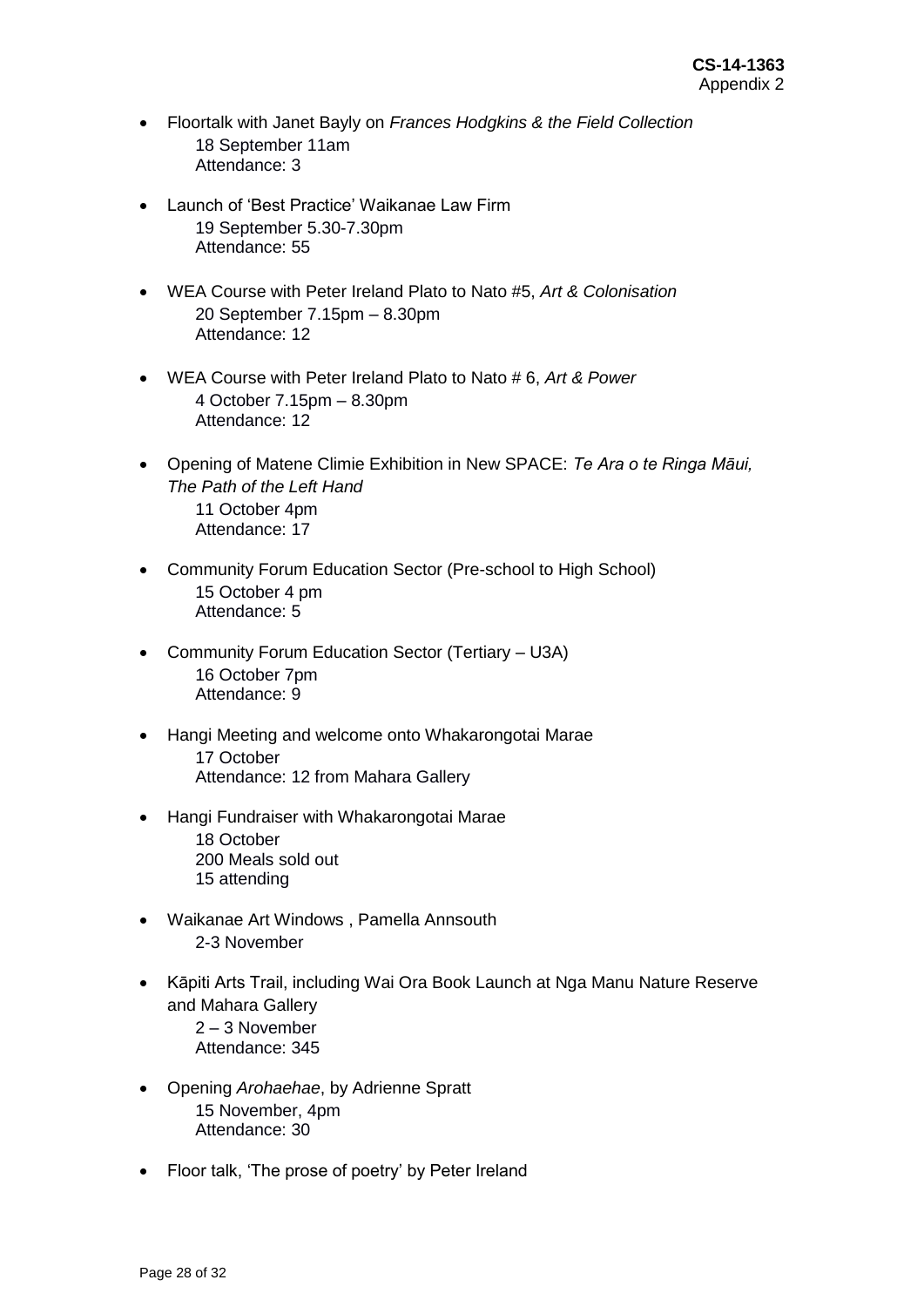- Floortalk with Janet Bayly on *Frances Hodgkins & the Field Collection*  
  18 September 11am  
  Attendance: 3

- Launch of 'Best Practice' Waikanae Law Firm  
  19 September 5.30-7.30pm  
  Attendance: 55

- WEA Course with Peter Ireland Plato to Nato #5, *Art & Colonisation*  
  20 September 7.15pm – 8.30pm  
  Attendance: 12

- WEA Course with Peter Ireland Plato to Nato # 6, *Art & Power*  
  4 October 7.15pm – 8.30pm  
  Attendance: 12

- Opening of Matene Climie Exhibition in New SPACE: *Te Ara o te Ringa Māui, The Path of the Left Hand*  
  11 October 4pm  
  Attendance: 17

- Community Forum Education Sector (Pre-school to High School)  
  15 October 4 pm  
  Attendance: 5

- Community Forum Education Sector (Tertiary – U3A)  
  16 October 7pm  
  Attendance: 9

- Hangi Meeting and welcome onto Whakarongotai Marae  
  17 October  
  Attendance: 12 from Mahara Gallery

- Hangi Fundraiser with Whakarongotai Marae  
  18 October  
  200 Meals sold out  
  15 attending

- Waikanae Art Windows , Pamella Annsouth  
  2-3 November

- Kāpiti Arts Trail, including Wai Ora Book Launch at Nga Manu Nature Reserve and Mahara Gallery  
  2 – 3 November  
  Attendance: 345

- Opening *Arohaehae*, by Adrienne Spratt  
  15 November, 4pm  
  Attendance: 30

- Floor talk, 'The prose of poetry' by Peter Ireland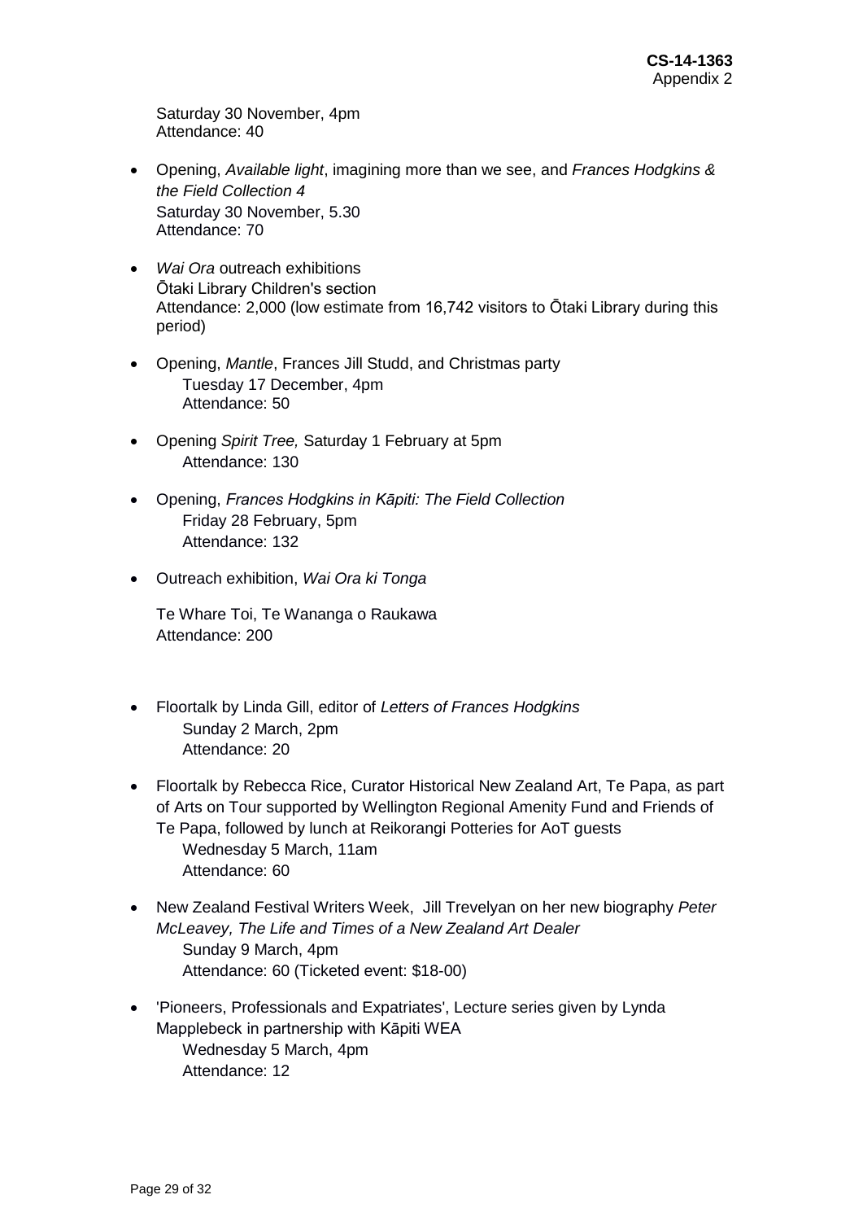Saturday 30 November, 4pm
Attendance: 40

- Opening, *Available light*, imagining more than we see, and *Frances Hodgkins & the Field Collection 4*
  Saturday 30 November, 5.30
  Attendance: 70

- *Wai Ora* outreach exhibitions
  Ōtaki Library Children's section
  Attendance: 2,000 (low estimate from 16,742 visitors to Ōtaki Library during this period)

- Opening, *Mantle*, Frances Jill Studd, and Christmas party
  Tuesday 17 December, 4pm
  Attendance: 50

- Opening *Spirit Tree,* Saturday 1 February at 5pm
  Attendance: 130

- Opening, *Frances Hodgkins in Kāpiti: The Field Collection*
  Friday 28 February, 5pm
  Attendance: 132

- Outreach exhibition, *Wai Ora ki Tonga*

  Te Whare Toi, Te Wananga o Raukawa
  Attendance: 200

- Floortalk by Linda Gill, editor of *Letters of Frances Hodgkins*
  Sunday 2 March, 2pm
  Attendance: 20

- Floortalk by Rebecca Rice, Curator Historical New Zealand Art, Te Papa, as part of Arts on Tour supported by Wellington Regional Amenity Fund and Friends of Te Papa, followed by lunch at Reikorangi Potteries for AoT guests
  Wednesday 5 March, 11am
  Attendance: 60

- New Zealand Festival Writers Week, Jill Trevelyan on her new biography *Peter McLeavey, The Life and Times of a New Zealand Art Dealer*
  Sunday 9 March, 4pm
  Attendance: 60 (Ticketed event: $18-00)

- 'Pioneers, Professionals and Expatriates', Lecture series given by Lynda Mapplebeck in partnership with Kāpiti WEA
  Wednesday 5 March, 4pm
  Attendance: 12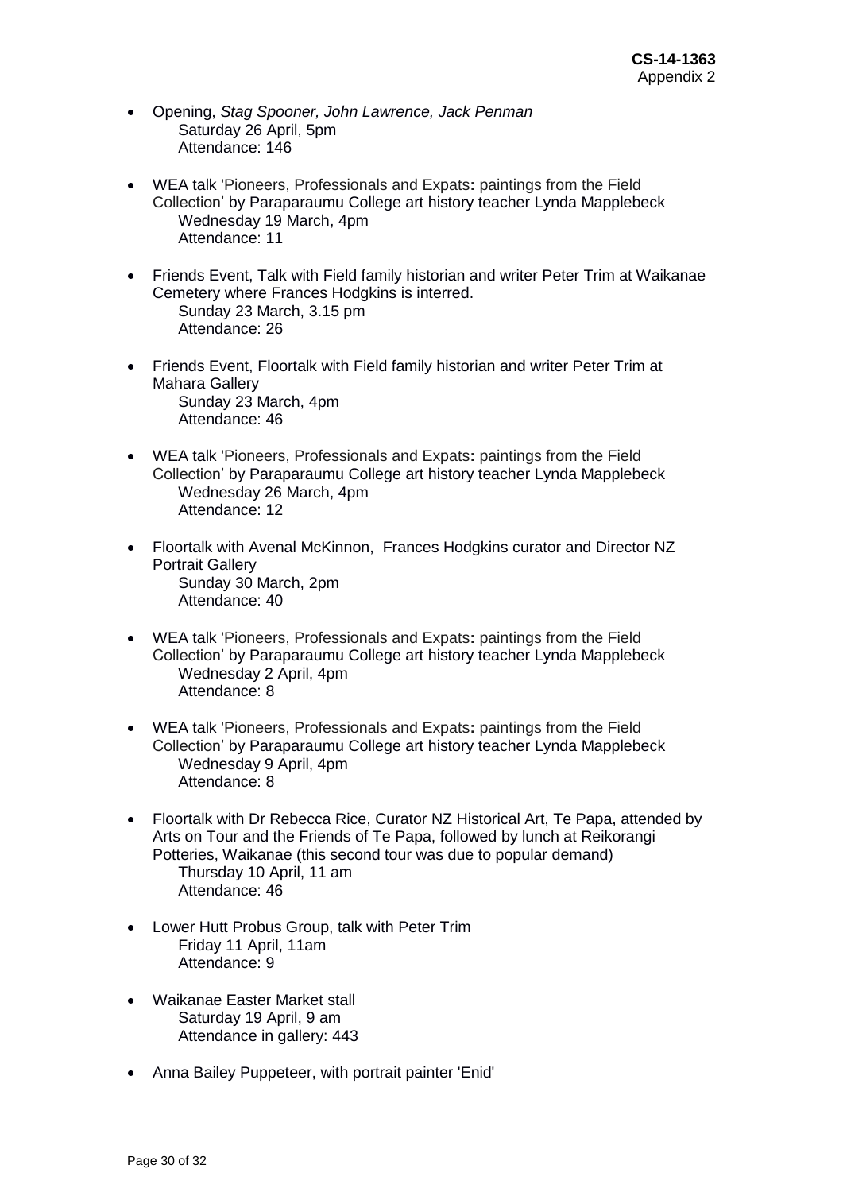- Opening, *Stag Spooner, John Lawrence, Jack Penman*
  Saturday 26 April, 5pm
  Attendance: 146

- WEA talk 'Pioneers, Professionals and Expats**:** paintings from the Field Collection' by Paraparaumu College art history teacher Lynda Mapplebeck
  Wednesday 19 March, 4pm
  Attendance: 11

- Friends Event, Talk with Field family historian and writer Peter Trim at Waikanae Cemetery where Frances Hodgkins is interred.
  Sunday 23 March, 3.15 pm
  Attendance: 26

- Friends Event, Floortalk with Field family historian and writer Peter Trim at Mahara Gallery
  Sunday 23 March, 4pm
  Attendance: 46

- WEA talk 'Pioneers, Professionals and Expats**:** paintings from the Field Collection' by Paraparaumu College art history teacher Lynda Mapplebeck
  Wednesday 26 March, 4pm
  Attendance: 12

- Floortalk with Avenal McKinnon, Frances Hodgkins curator and Director NZ Portrait Gallery
  Sunday 30 March, 2pm
  Attendance: 40

- WEA talk 'Pioneers, Professionals and Expats**:** paintings from the Field Collection' by Paraparaumu College art history teacher Lynda Mapplebeck
  Wednesday 2 April, 4pm
  Attendance: 8

- WEA talk 'Pioneers, Professionals and Expats**:** paintings from the Field Collection' by Paraparaumu College art history teacher Lynda Mapplebeck
  Wednesday 9 April, 4pm
  Attendance: 8

- Floortalk with Dr Rebecca Rice, Curator NZ Historical Art, Te Papa, attended by Arts on Tour and the Friends of Te Papa, followed by lunch at Reikorangi Potteries, Waikanae (this second tour was due to popular demand)
  Thursday 10 April, 11 am
  Attendance: 46

- Lower Hutt Probus Group, talk with Peter Trim
  Friday 11 April, 11am
  Attendance: 9

- Waikanae Easter Market stall
  Saturday 19 April, 9 am
  Attendance in gallery: 443

- Anna Bailey Puppeteer, with portrait painter 'Enid'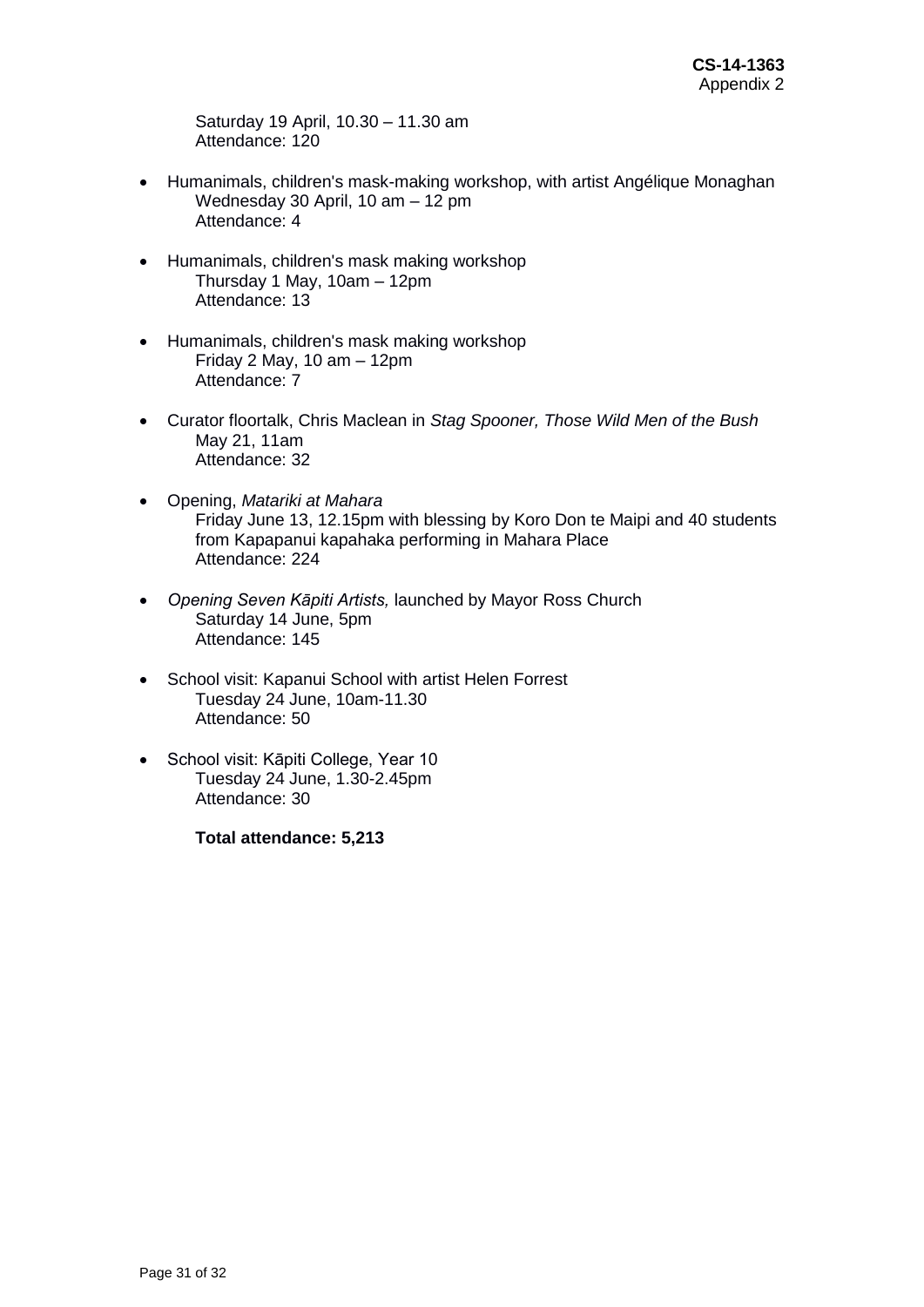Saturday 19 April, 10.30 – 11.30 am
Attendance: 120

- Humanimals, children's mask-making workshop, with artist Angélique Monaghan
  Wednesday 30 April, 10 am – 12 pm
  Attendance: 4

- Humanimals, children's mask making workshop
  Thursday 1 May, 10am – 12pm
  Attendance: 13

- Humanimals, children's mask making workshop
  Friday 2 May, 10 am – 12pm
  Attendance: 7

- Curator floortalk, Chris Maclean in *Stag Spooner, Those Wild Men of the Bush*
  May 21, 11am
  Attendance: 32

- Opening, *Matariki at Mahara*
  Friday June 13, 12.15pm with blessing by Koro Don te Maipi and 40 students from Kapapanui kapahaka performing in Mahara Place
  Attendance: 224

- *Opening Seven Kāpiti Artists,* launched by Mayor Ross Church
  Saturday 14 June, 5pm
  Attendance: 145

- School visit: Kapanui School with artist Helen Forrest
  Tuesday 24 June, 10am-11.30
  Attendance: 50

- School visit: Kāpiti College, Year 10
  Tuesday 24 June, 1.30-2.45pm
  Attendance: 30

**Total attendance: 5,213**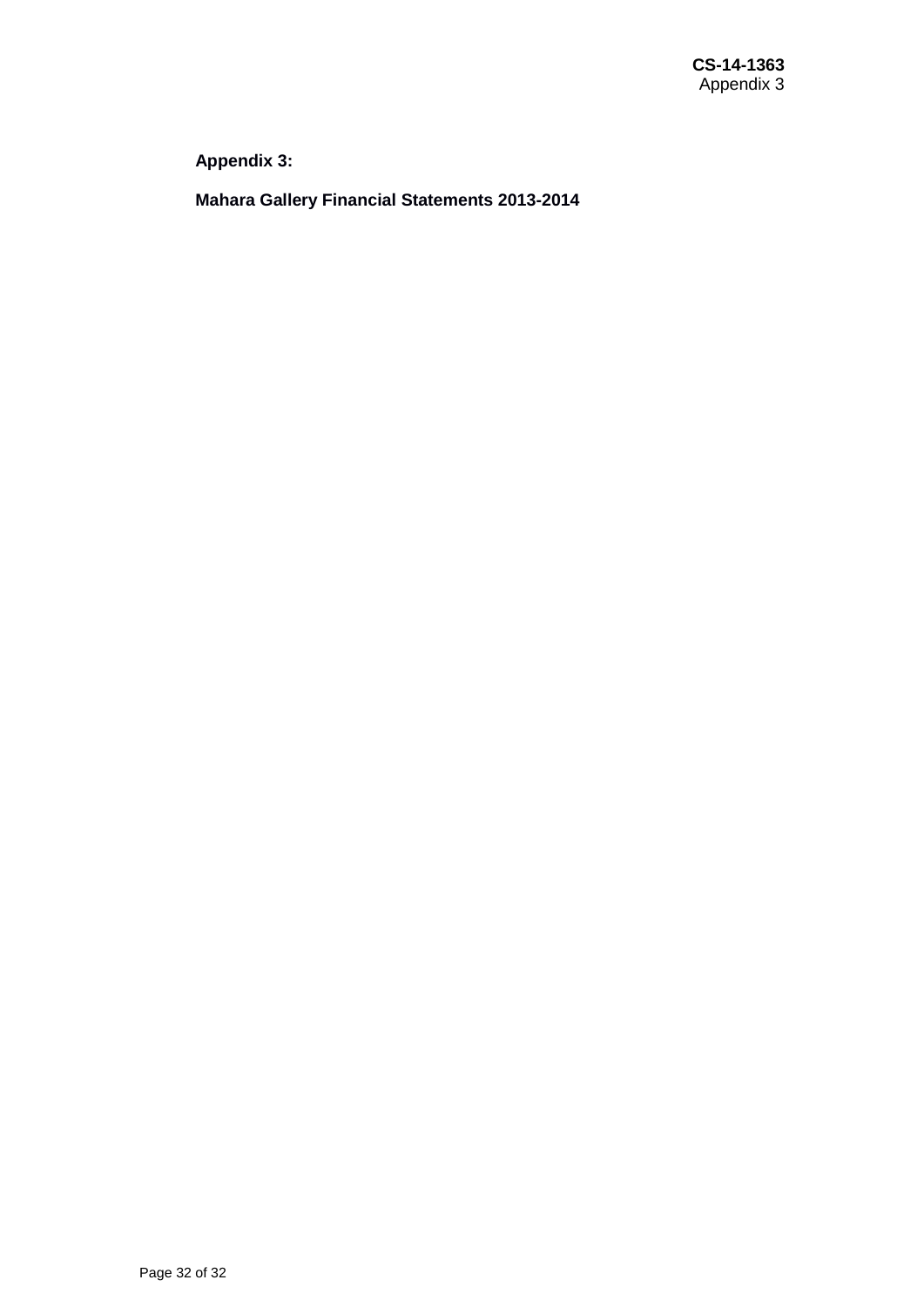**CS-14-1363**
Appendix 3

**Appendix 3:**

**Mahara Gallery Financial Statements 2013-2014**